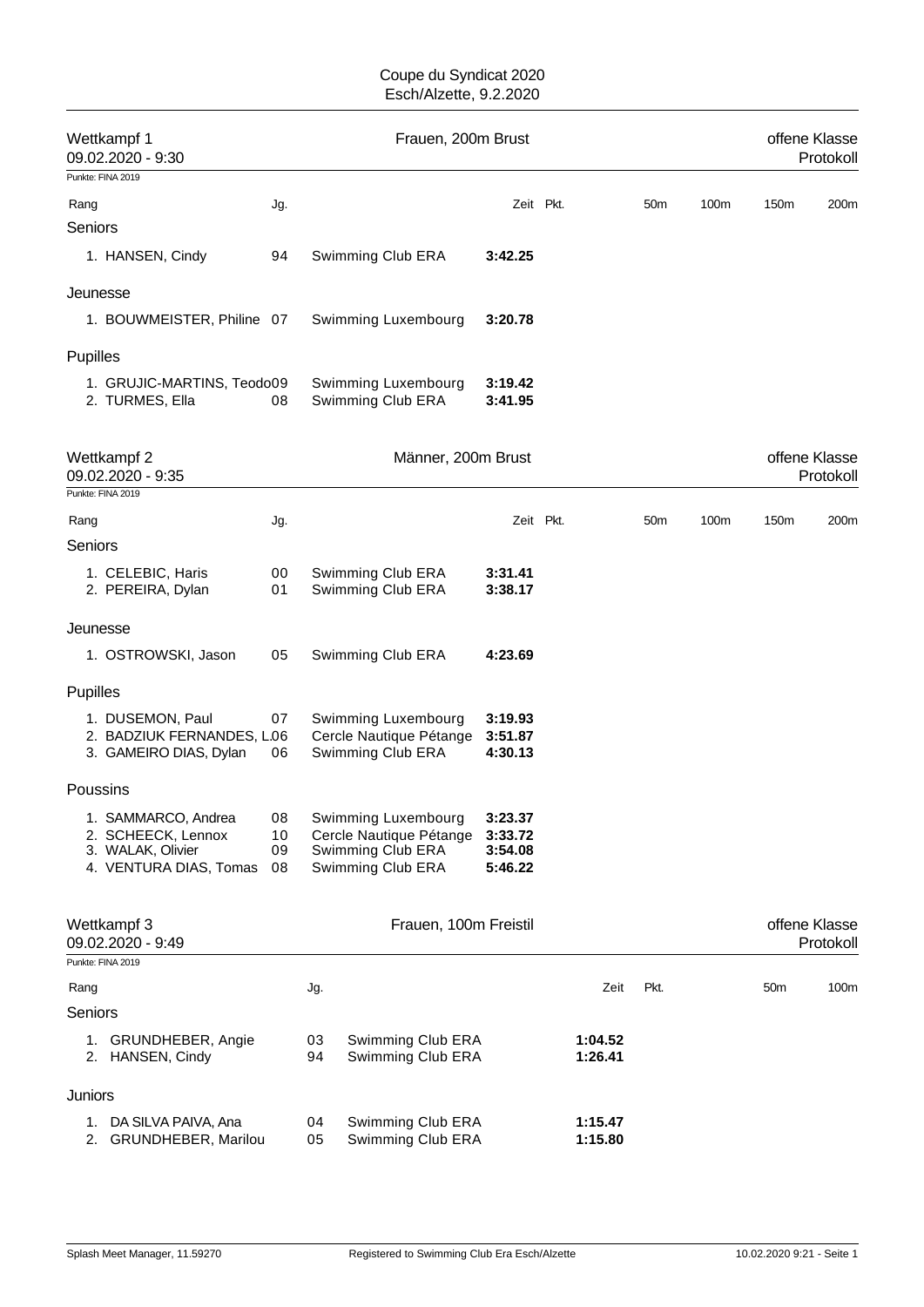# Coupe du Syndicat 2020
Esch/Alzette, 9.2.2020

## Wettkampf 1 — Frauen, 200m Brust — offene Klasse

09.02.2020 - 9:30 — Protokoll

Punkte: FINA 2019

| Rang | Jg. | | Zeit | Pkt. | 50m | 100m | 150m | 200m |
|---|---|---|---|---|---|---|---|---|
| **Seniors** | | | | | | | | |
| 1. HANSEN, Cindy | 94 | Swimming Club ERA | **3:42.25** | | | | | |
| **Jeunesse** | | | | | | | | |
| 1. BOUWMEISTER, Philine | 07 | Swimming Luxembourg | **3:20.78** | | | | | |
| **Pupilles** | | | | | | | | |
| 1. GRUJIC-MARTINS, Teodo | 09 | Swimming Luxembourg | **3:19.42** | | | | | |
| 2. TURMES, Ella | 08 | Swimming Club ERA | **3:41.95** | | | | | |

## Wettkampf 2 — Männer, 200m Brust — offene Klasse

09.02.2020 - 9:35 — Protokoll

Punkte: FINA 2019

| Rang | Jg. | | Zeit | Pkt. | 50m | 100m | 150m | 200m |
|---|---|---|---|---|---|---|---|---|
| **Seniors** | | | | | | | | |
| 1. CELEBIC, Haris | 00 | Swimming Club ERA | **3:31.41** | | | | | |
| 2. PEREIRA, Dylan | 01 | Swimming Club ERA | **3:38.17** | | | | | |
| **Jeunesse** | | | | | | | | |
| 1. OSTROWSKI, Jason | 05 | Swimming Club ERA | **4:23.69** | | | | | |
| **Pupilles** | | | | | | | | |
| 1. DUSEMON, Paul | 07 | Swimming Luxembourg | **3:19.93** | | | | | |
| 2. BADZIUK FERNANDES, L. | 06 | Cercle Nautique Pétange | **3:51.87** | | | | | |
| 3. GAMEIRO DIAS, Dylan | 06 | Swimming Club ERA | **4:30.13** | | | | | |
| **Poussins** | | | | | | | | |
| 1. SAMMARCO, Andrea | 08 | Swimming Luxembourg | **3:23.37** | | | | | |
| 2. SCHEECK, Lennox | 10 | Cercle Nautique Pétange | **3:33.72** | | | | | |
| 3. WALAK, Olivier | 09 | Swimming Club ERA | **3:54.08** | | | | | |
| 4. VENTURA DIAS, Tomas | 08 | Swimming Club ERA | **5:46.22** | | | | | |

## Wettkampf 3 — Frauen, 100m Freistil — offene Klasse

09.02.2020 - 9:49 — Protokoll

Punkte: FINA 2019

| Rang | Jg. | | Zeit | Pkt. | 50m | 100m |
|---|---|---|---|---|---|---|
| **Seniors** | | | | | | |
| 1. GRUNDHEBER, Angie | 03 | Swimming Club ERA | **1:04.52** | | | |
| 2. HANSEN, Cindy | 94 | Swimming Club ERA | **1:26.41** | | | |
| **Juniors** | | | | | | |
| 1. DA SILVA PAIVA, Ana | 04 | Swimming Club ERA | **1:15.47** | | | |
| 2. GRUNDHEBER, Marilou | 05 | Swimming Club ERA | **1:15.80** | | | |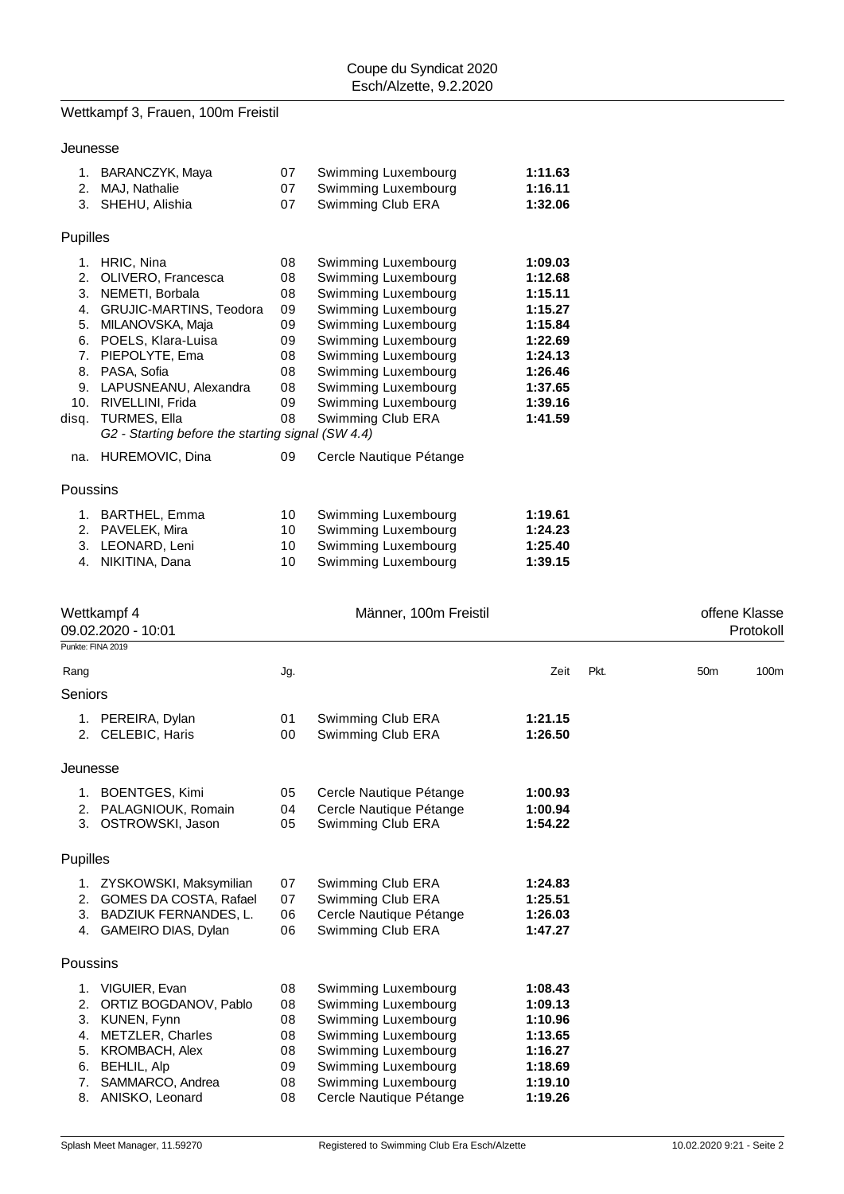Coupe du Syndicat 2020
Esch/Alzette, 9.2.2020

## Wettkampf 3, Frauen, 100m Freistil

### Jeunesse

| Rang | Name | Jg. | Verein | Zeit |
|---|---|---|---|---|
| 1. | BARANCZYK, Maya | 07 | Swimming Luxembourg | **1:11.63** |
| 2. | MAJ, Nathalie | 07 | Swimming Luxembourg | **1:16.11** |
| 3. | SHEHU, Alishia | 07 | Swimming Club ERA | **1:32.06** |

### Pupilles

| Rang | Name | Jg. | Verein | Zeit |
|---|---|---|---|---|
| 1. | HRIC, Nina | 08 | Swimming Luxembourg | **1:09.03** |
| 2. | OLIVERO, Francesca | 08 | Swimming Luxembourg | **1:12.68** |
| 3. | NEMETI, Borbala | 08 | Swimming Luxembourg | **1:15.11** |
| 4. | GRUJIC-MARTINS, Teodora | 09 | Swimming Luxembourg | **1:15.27** |
| 5. | MILANOVSKA, Maja | 09 | Swimming Luxembourg | **1:15.84** |
| 6. | POELS, Klara-Luisa | 09 | Swimming Luxembourg | **1:22.69** |
| 7. | PIEPOLYTE, Ema | 08 | Swimming Luxembourg | **1:24.13** |
| 8. | PASA, Sofia | 08 | Swimming Luxembourg | **1:26.46** |
| 9. | LAPUSNEANU, Alexandra | 08 | Swimming Luxembourg | **1:37.65** |
| 10. | RIVELLINI, Frida | 09 | Swimming Luxembourg | **1:39.16** |
| disq. | TURMES, Ella | 08 | Swimming Club ERA | **1:41.59** |
| | *G2 - Starting before the starting signal (SW 4.4)* | | | |
| na. | HUREMOVIC, Dina | 09 | Cercle Nautique Pétange | |

### Poussins

| Rang | Name | Jg. | Verein | Zeit |
|---|---|---|---|---|
| 1. | BARTHEL, Emma | 10 | Swimming Luxembourg | **1:19.61** |
| 2. | PAVELEK, Mira | 10 | Swimming Luxembourg | **1:24.23** |
| 3. | LEONARD, Leni | 10 | Swimming Luxembourg | **1:25.40** |
| 4. | NIKITINA, Dana | 10 | Swimming Luxembourg | **1:39.15** |

## Wettkampf 4 — Männer, 100m Freistil — offene Klasse

09.02.2020 - 10:01 — Protokoll

Punkte: FINA 2019

### Seniors

| Rang | Name | Jg. | Verein | Zeit | Pkt. | 50m | 100m |
|---|---|---|---|---|---|---|---|
| 1. | PEREIRA, Dylan | 01 | Swimming Club ERA | **1:21.15** | | | |
| 2. | CELEBIC, Haris | 00 | Swimming Club ERA | **1:26.50** | | | |

### Jeunesse

| Rang | Name | Jg. | Verein | Zeit | Pkt. | 50m | 100m |
|---|---|---|---|---|---|---|---|
| 1. | BOENTGES, Kimi | 05 | Cercle Nautique Pétange | **1:00.93** | | | |
| 2. | PALAGNIOUK, Romain | 04 | Cercle Nautique Pétange | **1:00.94** | | | |
| 3. | OSTROWSKI, Jason | 05 | Swimming Club ERA | **1:54.22** | | | |

### Pupilles

| Rang | Name | Jg. | Verein | Zeit | Pkt. | 50m | 100m |
|---|---|---|---|---|---|---|---|
| 1. | ZYSKOWSKI, Maksymilian | 07 | Swimming Club ERA | **1:24.83** | | | |
| 2. | GOMES DA COSTA, Rafael | 07 | Swimming Club ERA | **1:25.51** | | | |
| 3. | BADZIUK FERNANDES, L. | 06 | Cercle Nautique Pétange | **1:26.03** | | | |
| 4. | GAMEIRO DIAS, Dylan | 06 | Swimming Club ERA | **1:47.27** | | | |

### Poussins

| Rang | Name | Jg. | Verein | Zeit | Pkt. | 50m | 100m |
|---|---|---|---|---|---|---|---|
| 1. | VIGUIER, Evan | 08 | Swimming Luxembourg | **1:08.43** | | | |
| 2. | ORTIZ BOGDANOV, Pablo | 08 | Swimming Luxembourg | **1:09.13** | | | |
| 3. | KUNEN, Fynn | 08 | Swimming Luxembourg | **1:10.96** | | | |
| 4. | METZLER, Charles | 08 | Swimming Luxembourg | **1:13.65** | | | |
| 5. | KROMBACH, Alex | 08 | Swimming Luxembourg | **1:16.27** | | | |
| 6. | BEHLIL, Alp | 09 | Swimming Luxembourg | **1:18.69** | | | |
| 7. | SAMMARCO, Andrea | 08 | Swimming Luxembourg | **1:19.10** | | | |
| 8. | ANISKO, Leonard | 08 | Cercle Nautique Pétange | **1:19.26** | | | |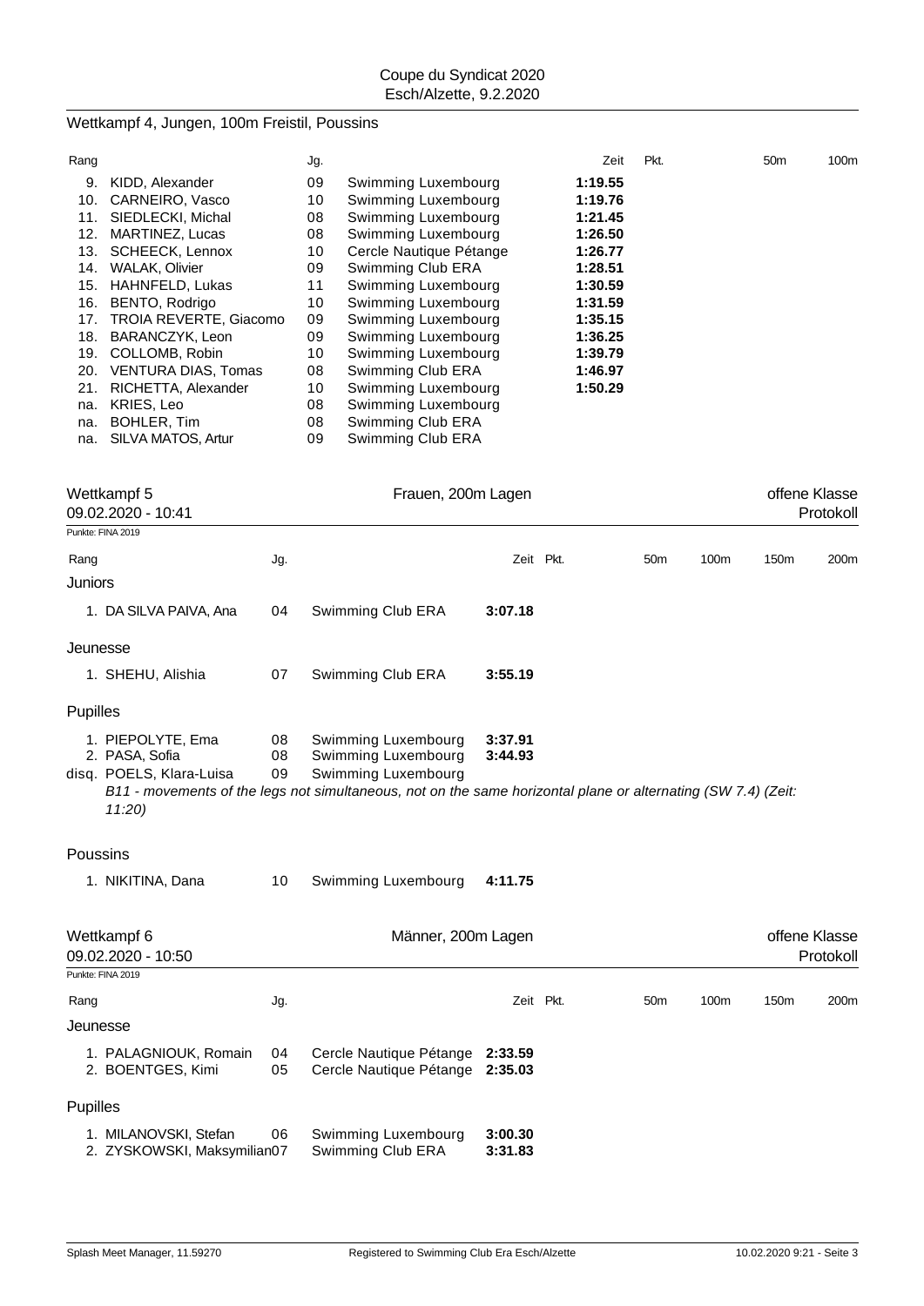Coupe du Syndicat 2020
Esch/Alzette, 9.2.2020

## Wettkampf 4, Jungen, 100m Freistil, Poussins

| Rang | | Jg. | | Zeit | Pkt. | 50m | 100m |
|---|---|---|---|---|---|---|---|
| 9. | KIDD, Alexander | 09 | Swimming Luxembourg | **1:19.55** | | | |
| 10. | CARNEIRO, Vasco | 10 | Swimming Luxembourg | **1:19.76** | | | |
| 11. | SIEDLECKI, Michal | 08 | Swimming Luxembourg | **1:21.45** | | | |
| 12. | MARTINEZ, Lucas | 08 | Swimming Luxembourg | **1:26.50** | | | |
| 13. | SCHEECK, Lennox | 10 | Cercle Nautique Pétange | **1:26.77** | | | |
| 14. | WALAK, Olivier | 09 | Swimming Club ERA | **1:28.51** | | | |
| 15. | HAHNFELD, Lukas | 11 | Swimming Luxembourg | **1:30.59** | | | |
| 16. | BENTO, Rodrigo | 10 | Swimming Luxembourg | **1:31.59** | | | |
| 17. | TROIA REVERTE, Giacomo | 09 | Swimming Luxembourg | **1:35.15** | | | |
| 18. | BARANCZYK, Leon | 09 | Swimming Luxembourg | **1:36.25** | | | |
| 19. | COLLOMB, Robin | 10 | Swimming Luxembourg | **1:39.79** | | | |
| 20. | VENTURA DIAS, Tomas | 08 | Swimming Club ERA | **1:46.97** | | | |
| 21. | RICHETTA, Alexander | 10 | Swimming Luxembourg | **1:50.29** | | | |
| na. | KRIES, Leo | 08 | Swimming Luxembourg | | | | |
| na. | BOHLER, Tim | 08 | Swimming Club ERA | | | | |
| na. | SILVA MATOS, Artur | 09 | Swimming Club ERA | | | | |

## Wettkampf 5 — Frauen, 200m Lagen — offene Klasse

09.02.2020 - 10:41 — Protokoll

Punkte: FINA 2019

| Rang | | Jg. | | Zeit | Pkt. | 50m | 100m | 150m | 200m |
|---|---|---|---|---|---|---|---|---|---|
| **Juniors** | | | | | | | | | |
| 1. | DA SILVA PAIVA, Ana | 04 | Swimming Club ERA | **3:07.18** | | | | | |
| **Jeunesse** | | | | | | | | | |
| 1. | SHEHU, Alishia | 07 | Swimming Club ERA | **3:55.19** | | | | | |
| **Pupilles** | | | | | | | | | |
| 1. | PIEPOLYTE, Ema | 08 | Swimming Luxembourg | **3:37.91** | | | | | |
| 2. | PASA, Sofia | 08 | Swimming Luxembourg | **3:44.93** | | | | | |
| disq. | POELS, Klara-Luisa | 09 | Swimming Luxembourg | | | | | | |
| **Poussins** | | | | | | | | | |
| 1. | NIKITINA, Dana | 10 | Swimming Luxembourg | **4:11.75** | | | | | |

*POELS, Klara-Luisa: B11 - movements of the legs not simultaneous, not on the same horizontal plane or alternating (SW 7.4) (Zeit: 11:20)*

## Wettkampf 6 — Männer, 200m Lagen — offene Klasse

09.02.2020 - 10:50 — Protokoll

Punkte: FINA 2019

| Rang | | Jg. | | Zeit | Pkt. | 50m | 100m | 150m | 200m |
|---|---|---|---|---|---|---|---|---|---|
| **Jeunesse** | | | | | | | | | |
| 1. | PALAGNIOUK, Romain | 04 | Cercle Nautique Pétange | **2:33.59** | | | | | |
| 2. | BOENTGES, Kimi | 05 | Cercle Nautique Pétange | **2:35.03** | | | | | |
| **Pupilles** | | | | | | | | | |
| 1. | MILANOVSKI, Stefan | 06 | Swimming Luxembourg | **3:00.30** | | | | | |
| 2. | ZYSKOWSKI, Maksymilian | 07 | Swimming Club ERA | **3:31.83** | | | | | |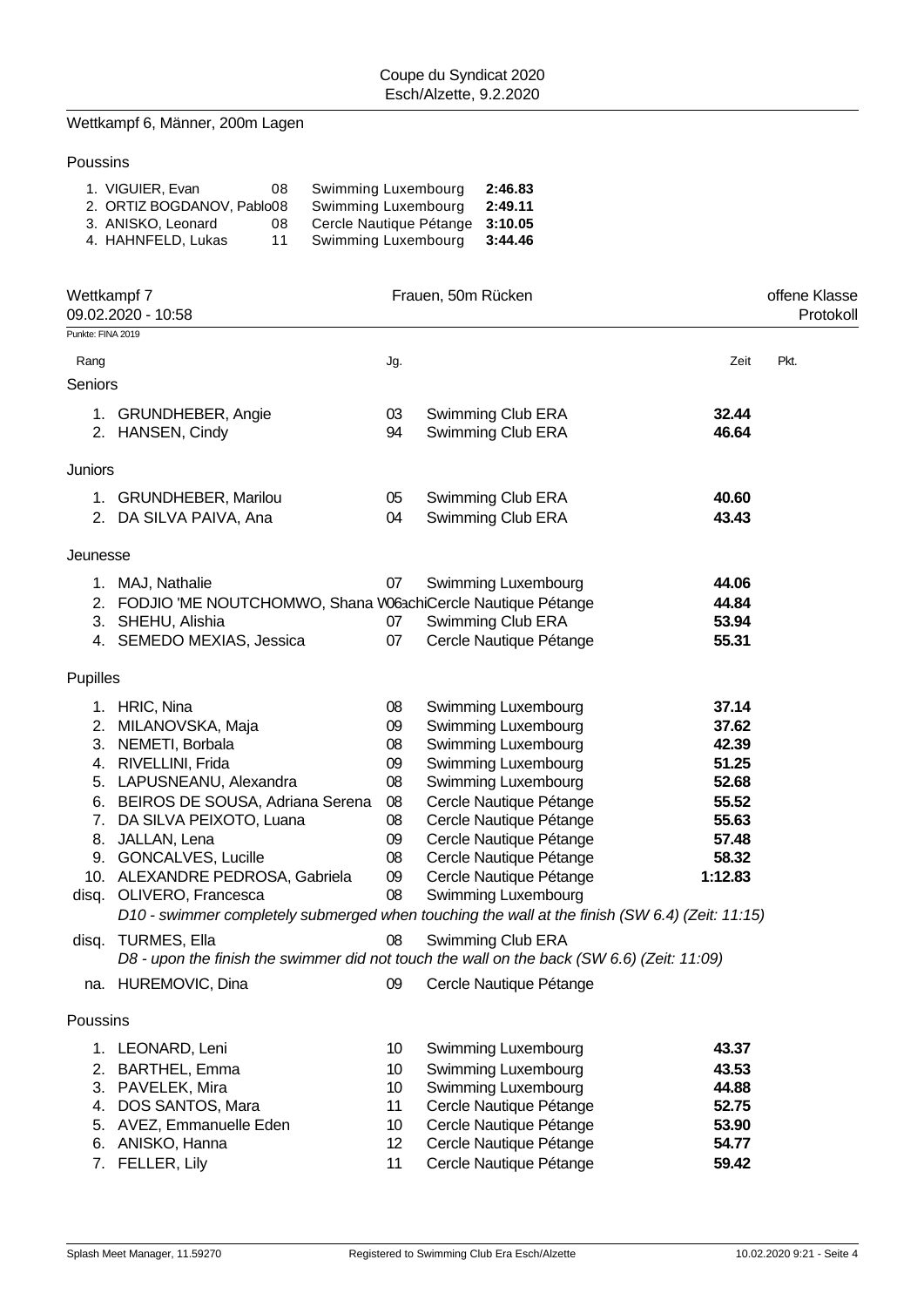Wettkampf 6, Männer, 200m Lagen

Poussins

| Rang | Name | Jg. | Verein | Zeit |
|---|---|---|---|---|
| 1. | VIGUIER, Evan | 08 | Swimming Luxembourg | **2:46.83** |
| 2. | ORTIZ BOGDANOV, Pablo | 08 | Swimming Luxembourg | **2:49.11** |
| 3. | ANISKO, Leonard | 08 | Cercle Nautique Pétange | **3:10.05** |
| 4. | HAHNFELD, Lukas | 11 | Swimming Luxembourg | **3:44.46** |

## Wettkampf 7 — Frauen, 50m Rücken — offene Klasse

09.02.2020 - 10:58 — Protokoll

Punkte: FINA 2019

| Rang | Name | Jg. | Verein | Zeit | Pkt. |
|---|---|---|---|---|---|
| **Seniors** | | | | | |
| 1. | GRUNDHEBER, Angie | 03 | Swimming Club ERA | **32.44** | |
| 2. | HANSEN, Cindy | 94 | Swimming Club ERA | **46.64** | |
| **Juniors** | | | | | |
| 1. | GRUNDHEBER, Marilou | 05 | Swimming Club ERA | **40.60** | |
| 2. | DA SILVA PAIVA, Ana | 04 | Swimming Club ERA | **43.43** | |
| **Jeunesse** | | | | | |
| 1. | MAJ, Nathalie | 07 | Swimming Luxembourg | **44.06** | |
| 2. | FODJIO 'ME NOUTCHOMWO, Shana Wachi | 06 | Cercle Nautique Pétange | **44.84** | |
| 3. | SHEHU, Alishia | 07 | Swimming Club ERA | **53.94** | |
| 4. | SEMEDO MEXIAS, Jessica | 07 | Cercle Nautique Pétange | **55.31** | |
| **Pupilles** | | | | | |
| 1. | HRIC, Nina | 08 | Swimming Luxembourg | **37.14** | |
| 2. | MILANOVSKA, Maja | 09 | Swimming Luxembourg | **37.62** | |
| 3. | NEMETI, Borbala | 08 | Swimming Luxembourg | **42.39** | |
| 4. | RIVELLINI, Frida | 09 | Swimming Luxembourg | **51.25** | |
| 5. | LAPUSNEANU, Alexandra | 08 | Swimming Luxembourg | **52.68** | |
| 6. | BEIROS DE SOUSA, Adriana Serena | 08 | Cercle Nautique Pétange | **55.52** | |
| 7. | DA SILVA PEIXOTO, Luana | 08 | Cercle Nautique Pétange | **55.63** | |
| 8. | JALLAN, Lena | 09 | Cercle Nautique Pétange | **57.48** | |
| 9. | GONCALVES, Lucille | 08 | Cercle Nautique Pétange | **58.32** | |
| 10. | ALEXANDRE PEDROSA, Gabriela | 09 | Cercle Nautique Pétange | **1:12.83** | |
| disq. | OLIVERO, Francesca | 08 | Swimming Luxembourg | | |
| | *D10 - swimmer completely submerged when touching the wall at the finish (SW 6.4) (Zeit: 11:15)* | | | | |
| disq. | TURMES, Ella | 08 | Swimming Club ERA | | |
| | *D8 - upon the finish the swimmer did not touch the wall on the back (SW 6.6) (Zeit: 11:09)* | | | | |
| na. | HUREMOVIC, Dina | 09 | Cercle Nautique Pétange | | |
| **Poussins** | | | | | |
| 1. | LEONARD, Leni | 10 | Swimming Luxembourg | **43.37** | |
| 2. | BARTHEL, Emma | 10 | Swimming Luxembourg | **43.53** | |
| 3. | PAVELEK, Mira | 10 | Swimming Luxembourg | **44.88** | |
| 4. | DOS SANTOS, Mara | 11 | Cercle Nautique Pétange | **52.75** | |
| 5. | AVEZ, Emmanuelle Eden | 10 | Cercle Nautique Pétange | **53.90** | |
| 6. | ANISKO, Hanna | 12 | Cercle Nautique Pétange | **54.77** | |
| 7. | FELLER, Lily | 11 | Cercle Nautique Pétange | **59.42** | |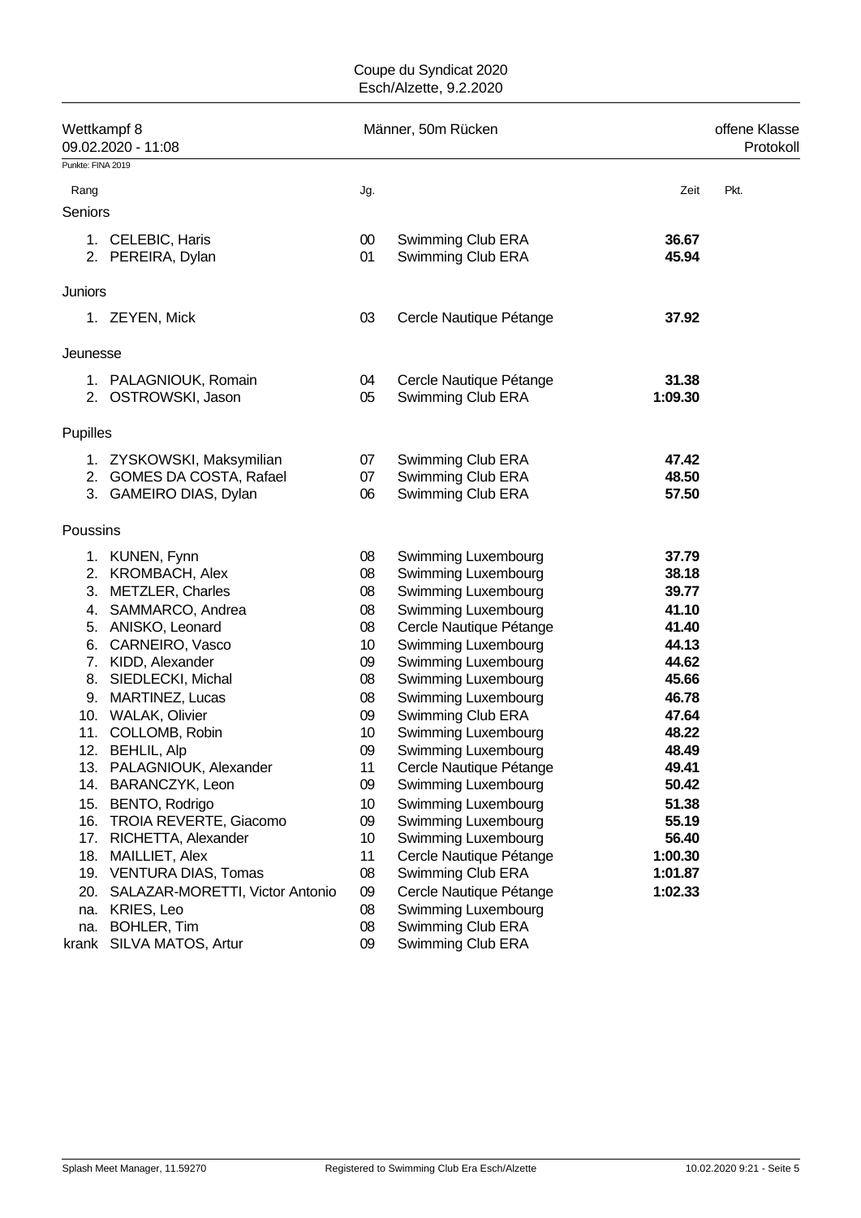Coupe du Syndicat 2020
Esch/Alzette, 9.2.2020

## Wettkampf 8 — Männer, 50m Rücken — offene Klasse

09.02.2020 - 11:08 — Protokoll

Punkte: FINA 2019

| Rang | | Jg. | | Zeit | Pkt. |
|---|---|---|---|---|---|
| **Seniors** | | | | | |
| 1. | CELEBIC, Haris | 00 | Swimming Club ERA | **36.67** | |
| 2. | PEREIRA, Dylan | 01 | Swimming Club ERA | **45.94** | |
| **Juniors** | | | | | |
| 1. | ZEYEN, Mick | 03 | Cercle Nautique Pétange | **37.92** | |
| **Jeunesse** | | | | | |
| 1. | PALAGNIOUK, Romain | 04 | Cercle Nautique Pétange | **31.38** | |
| 2. | OSTROWSKI, Jason | 05 | Swimming Club ERA | **1:09.30** | |
| **Pupilles** | | | | | |
| 1. | ZYSKOWSKI, Maksymilian | 07 | Swimming Club ERA | **47.42** | |
| 2. | GOMES DA COSTA, Rafael | 07 | Swimming Club ERA | **48.50** | |
| 3. | GAMEIRO DIAS, Dylan | 06 | Swimming Club ERA | **57.50** | |
| **Poussins** | | | | | |
| 1. | KUNEN, Fynn | 08 | Swimming Luxembourg | **37.79** | |
| 2. | KROMBACH, Alex | 08 | Swimming Luxembourg | **38.18** | |
| 3. | METZLER, Charles | 08 | Swimming Luxembourg | **39.77** | |
| 4. | SAMMARCO, Andrea | 08 | Swimming Luxembourg | **41.10** | |
| 5. | ANISKO, Leonard | 08 | Cercle Nautique Pétange | **41.40** | |
| 6. | CARNEIRO, Vasco | 10 | Swimming Luxembourg | **44.13** | |
| 7. | KIDD, Alexander | 09 | Swimming Luxembourg | **44.62** | |
| 8. | SIEDLECKI, Michal | 08 | Swimming Luxembourg | **45.66** | |
| 9. | MARTINEZ, Lucas | 08 | Swimming Luxembourg | **46.78** | |
| 10. | WALAK, Olivier | 09 | Swimming Club ERA | **47.64** | |
| 11. | COLLOMB, Robin | 10 | Swimming Luxembourg | **48.22** | |
| 12. | BEHLIL, Alp | 09 | Swimming Luxembourg | **48.49** | |
| 13. | PALAGNIOUK, Alexander | 11 | Cercle Nautique Pétange | **49.41** | |
| 14. | BARANCZYK, Leon | 09 | Swimming Luxembourg | **50.42** | |
| 15. | BENTO, Rodrigo | 10 | Swimming Luxembourg | **51.38** | |
| 16. | TROIA REVERTE, Giacomo | 09 | Swimming Luxembourg | **55.19** | |
| 17. | RICHETTA, Alexander | 10 | Swimming Luxembourg | **56.40** | |
| 18. | MAILLIET, Alex | 11 | Cercle Nautique Pétange | **1:00.30** | |
| 19. | VENTURA DIAS, Tomas | 08 | Swimming Club ERA | **1:01.87** | |
| 20. | SALAZAR-MORETTI, Victor Antonio | 09 | Cercle Nautique Pétange | **1:02.33** | |
| na. | KRIES, Leo | 08 | Swimming Luxembourg | | |
| na. | BOHLER, Tim | 08 | Swimming Club ERA | | |
| krank | SILVA MATOS, Artur | 09 | Swimming Club ERA | | |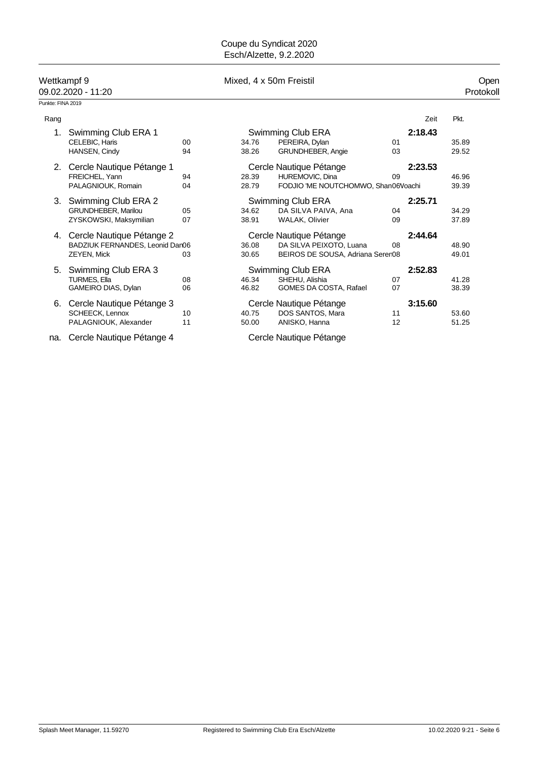Coupe du Syndicat 2020
Esch/Alzette, 9.2.2020

Wettkampf 9 — Mixed, 4 x 50m Freistil — Open

09.02.2020 - 11:20 — Protokoll

Punkte: FINA 2019

| Rang | Team / Schwimmer | JG | Split | Team / Schwimmer | JG | Zeit | Pkt. |
|---|---|---|---|---|---|---|---|
| 1. | Swimming Club ERA 1 | | | Swimming Club ERA | | **2:18.43** | |
| | CELEBIC, Haris | 00 | 34.76 | PEREIRA, Dylan | 01 | | 35.89 |
| | HANSEN, Cindy | 94 | 38.26 | GRUNDHEBER, Angie | 03 | | 29.52 |
| 2. | Cercle Nautique Pétange 1 | | | Cercle Nautique Pétange | | **2:23.53** | |
| | FREICHEL, Yann | 94 | 28.39 | HUREMOVIC, Dina | 09 | | 46.96 |
| | PALAGNIOUK, Romain | 04 | 28.79 | FODJIO 'ME NOUTCHOMWO, Shan06Voachi | | | 39.39 |
| 3. | Swimming Club ERA 2 | | | Swimming Club ERA | | **2:25.71** | |
| | GRUNDHEBER, Marilou | 05 | 34.62 | DA SILVA PAIVA, Ana | 04 | | 34.29 |
| | ZYSKOWSKI, Maksymilian | 07 | 38.91 | WALAK, Olivier | 09 | | 37.89 |
| 4. | Cercle Nautique Pétange 2 | | | Cercle Nautique Pétange | | **2:44.64** | |
| | BADZIUK FERNANDES, Leonid Dan06 | | 36.08 | DA SILVA PEIXOTO, Luana | 08 | | 48.90 |
| | ZEYEN, Mick | 03 | 30.65 | BEIROS DE SOUSA, Adriana Seren08 | | | 49.01 |
| 5. | Swimming Club ERA 3 | | | Swimming Club ERA | | **2:52.83** | |
| | TURMES, Ella | 08 | 46.34 | SHEHU, Alishia | 07 | | 41.28 |
| | GAMEIRO DIAS, Dylan | 06 | 46.82 | GOMES DA COSTA, Rafael | 07 | | 38.39 |
| 6. | Cercle Nautique Pétange 3 | | | Cercle Nautique Pétange | | **3:15.60** | |
| | SCHEECK, Lennox | 10 | 40.75 | DOS SANTOS, Mara | 11 | | 53.60 |
| | PALAGNIOUK, Alexander | 11 | 50.00 | ANISKO, Hanna | 12 | | 51.25 |
| na. | Cercle Nautique Pétange 4 | | | Cercle Nautique Pétange | | | |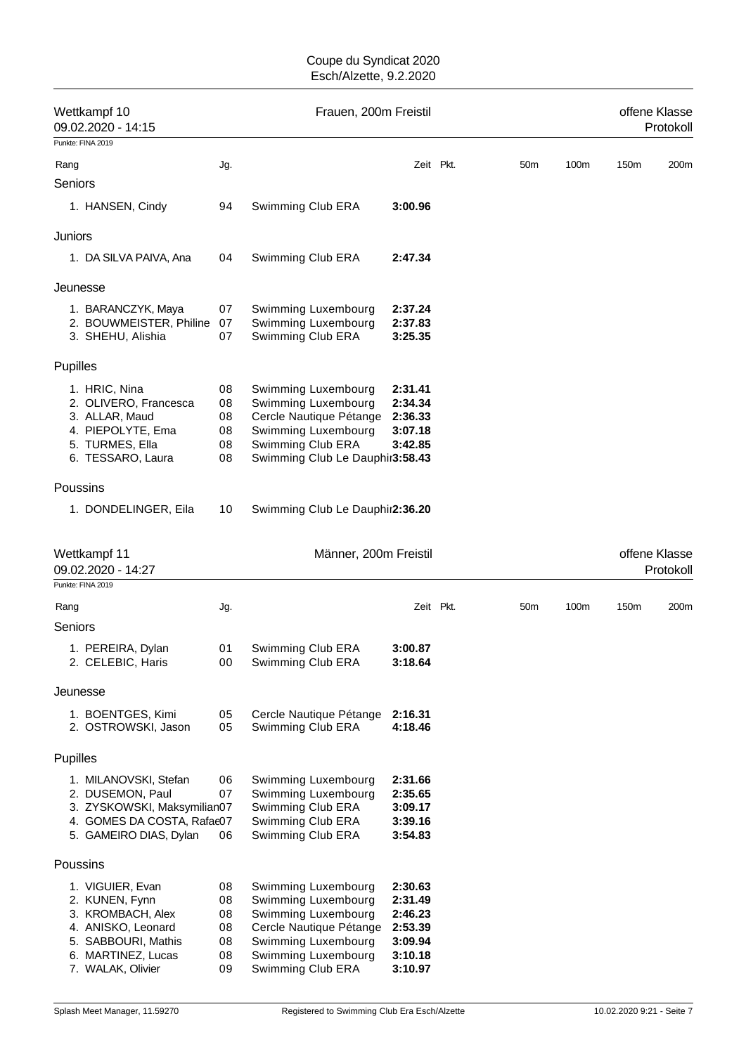Coupe du Syndicat 2020
Esch/Alzette, 9.2.2020

## Wettkampf 10 — Frauen, 200m Freistil — offene Klasse

09.02.2020 - 14:15 — Protokoll

Punkte: FINA 2019

| Rang | | Jg. | | Zeit | Pkt. | 50m | 100m | 150m | 200m |
|---|---|---|---|---|---|---|---|---|---|
| **Seniors** | | | | | | | | | |
| 1. | HANSEN, Cindy | 94 | Swimming Club ERA | **3:00.96** | | | | | |
| **Juniors** | | | | | | | | | |
| 1. | DA SILVA PAIVA, Ana | 04 | Swimming Club ERA | **2:47.34** | | | | | |
| **Jeunesse** | | | | | | | | | |
| 1. | BARANCZYK, Maya | 07 | Swimming Luxembourg | **2:37.24** | | | | | |
| 2. | BOUWMEISTER, Philine | 07 | Swimming Luxembourg | **2:37.83** | | | | | |
| 3. | SHEHU, Alishia | 07 | Swimming Club ERA | **3:25.35** | | | | | |
| **Pupilles** | | | | | | | | | |
| 1. | HRIC, Nina | 08 | Swimming Luxembourg | **2:31.41** | | | | | |
| 2. | OLIVERO, Francesca | 08 | Swimming Luxembourg | **2:34.34** | | | | | |
| 3. | ALLAR, Maud | 08 | Cercle Nautique Pétange | **2:36.33** | | | | | |
| 4. | PIEPOLYTE, Ema | 08 | Swimming Luxembourg | **3:07.18** | | | | | |
| 5. | TURMES, Ella | 08 | Swimming Club ERA | **3:42.85** | | | | | |
| 6. | TESSARO, Laura | 08 | Swimming Club Le Dauphin | **3:58.43** | | | | | |
| **Poussins** | | | | | | | | | |
| 1. | DONDELINGER, Eila | 10 | Swimming Club Le Dauphin | **2:36.20** | | | | | |

## Wettkampf 11 — Männer, 200m Freistil — offene Klasse

09.02.2020 - 14:27 — Protokoll

Punkte: FINA 2019

| Rang | | Jg. | | Zeit | Pkt. | 50m | 100m | 150m | 200m |
|---|---|---|---|---|---|---|---|---|---|
| **Seniors** | | | | | | | | | |
| 1. | PEREIRA, Dylan | 01 | Swimming Club ERA | **3:00.87** | | | | | |
| 2. | CELEBIC, Haris | 00 | Swimming Club ERA | **3:18.64** | | | | | |
| **Jeunesse** | | | | | | | | | |
| 1. | BOENTGES, Kimi | 05 | Cercle Nautique Pétange | **2:16.31** | | | | | |
| 2. | OSTROWSKI, Jason | 05 | Swimming Club ERA | **4:18.46** | | | | | |
| **Pupilles** | | | | | | | | | |
| 1. | MILANOVSKI, Stefan | 06 | Swimming Luxembourg | **2:31.66** | | | | | |
| 2. | DUSEMON, Paul | 07 | Swimming Luxembourg | **2:35.65** | | | | | |
| 3. | ZYSKOWSKI, Maksymilian | 07 | Swimming Club ERA | **3:09.17** | | | | | |
| 4. | GOMES DA COSTA, Rafael | 07 | Swimming Club ERA | **3:39.16** | | | | | |
| 5. | GAMEIRO DIAS, Dylan | 06 | Swimming Club ERA | **3:54.83** | | | | | |
| **Poussins** | | | | | | | | | |
| 1. | VIGUIER, Evan | 08 | Swimming Luxembourg | **2:30.63** | | | | | |
| 2. | KUNEN, Fynn | 08 | Swimming Luxembourg | **2:31.49** | | | | | |
| 3. | KROMBACH, Alex | 08 | Swimming Luxembourg | **2:46.23** | | | | | |
| 4. | ANISKO, Leonard | 08 | Cercle Nautique Pétange | **2:53.39** | | | | | |
| 5. | SABBOURI, Mathis | 08 | Swimming Luxembourg | **3:09.94** | | | | | |
| 6. | MARTINEZ, Lucas | 08 | Swimming Luxembourg | **3:10.18** | | | | | |
| 7. | WALAK, Olivier | 09 | Swimming Club ERA | **3:10.97** | | | | | |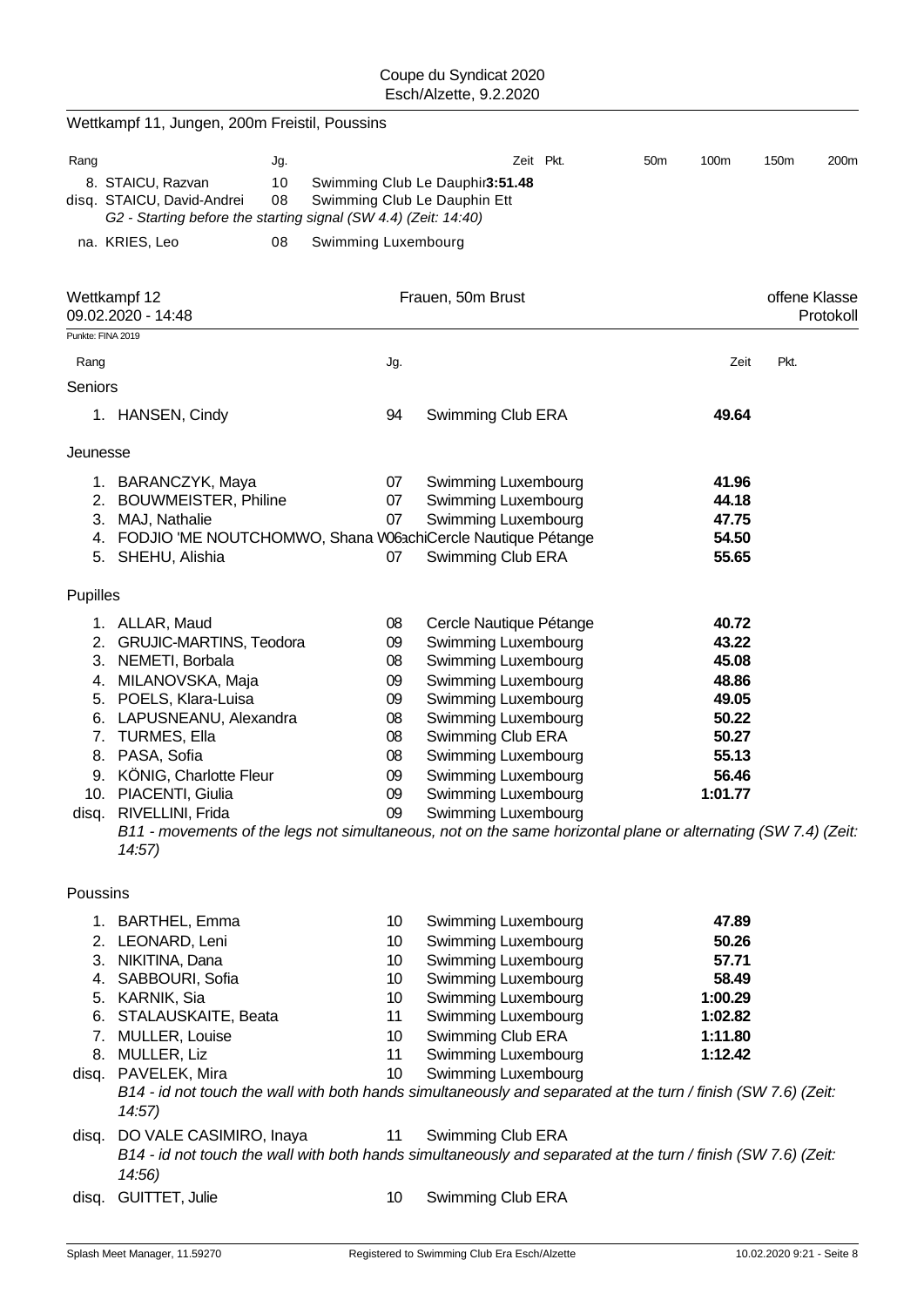Coupe du Syndicat 2020
Esch/Alzette, 9.2.2020

## Wettkampf 11, Jungen, 200m Freistil, Poussins

| Rang | | Jg. | | Zeit | Pkt. | 50m | 100m | 150m | 200m |
|---|---|---|---|---|---|---|---|---|---|
| 8. | STAICU, Razvan | 10 | Swimming Club Le Dauphin | **3:51.48** | | | | | |
| disq. | STAICU, David-Andrei | 08 | Swimming Club Le Dauphin Ett | | | | | | |
| | *G2 - Starting before the starting signal (SW 4.4) (Zeit: 14:40)* | | | | | | | | |
| na. | KRIES, Leo | 08 | Swimming Luxembourg | | | | | | |

## Wettkampf 12 — Frauen, 50m Brust — offene Klasse

09.02.2020 - 14:48 — Protokoll

Punkte: FINA 2019

| Rang | | Jg. | | Zeit | Pkt. |
|---|---|---|---|---|---|
| **Seniors** | | | | | |
| 1. | HANSEN, Cindy | 94 | Swimming Club ERA | **49.64** | |
| **Jeunesse** | | | | | |
| 1. | BARANCZYK, Maya | 07 | Swimming Luxembourg | **41.96** | |
| 2. | BOUWMEISTER, Philine | 07 | Swimming Luxembourg | **44.18** | |
| 3. | MAJ, Nathalie | 07 | Swimming Luxembourg | **47.75** | |
| 4. | FODJIO 'ME NOUTCHOMWO, Shana Wachi | 06 | Cercle Nautique Pétange | **54.50** | |
| 5. | SHEHU, Alishia | 07 | Swimming Club ERA | **55.65** | |
| **Pupilles** | | | | | |
| 1. | ALLAR, Maud | 08 | Cercle Nautique Pétange | **40.72** | |
| 2. | GRUJIC-MARTINS, Teodora | 09 | Swimming Luxembourg | **43.22** | |
| 3. | NEMETI, Borbala | 08 | Swimming Luxembourg | **45.08** | |
| 4. | MILANOVSKA, Maja | 09 | Swimming Luxembourg | **48.86** | |
| 5. | POELS, Klara-Luisa | 09 | Swimming Luxembourg | **49.05** | |
| 6. | LAPUSNEANU, Alexandra | 08 | Swimming Luxembourg | **50.22** | |
| 7. | TURMES, Ella | 08 | Swimming Club ERA | **50.27** | |
| 8. | PASA, Sofia | 08 | Swimming Luxembourg | **55.13** | |
| 9. | KÖNIG, Charlotte Fleur | 09 | Swimming Luxembourg | **56.46** | |
| 10. | PIACENTI, Giulia | 09 | Swimming Luxembourg | **1:01.77** | |
| disq. | RIVELLINI, Frida | 09 | Swimming Luxembourg | | |
| | *B11 - movements of the legs not simultaneous, not on the same horizontal plane or alternating (SW 7.4) (Zeit: 14:57)* | | | | |
| **Poussins** | | | | | |
| 1. | BARTHEL, Emma | 10 | Swimming Luxembourg | **47.89** | |
| 2. | LEONARD, Leni | 10 | Swimming Luxembourg | **50.26** | |
| 3. | NIKITINA, Dana | 10 | Swimming Luxembourg | **57.71** | |
| 4. | SABBOURI, Sofia | 10 | Swimming Luxembourg | **58.49** | |
| 5. | KARNIK, Sia | 10 | Swimming Luxembourg | **1:00.29** | |
| 6. | STALAUSKAITE, Beata | 11 | Swimming Luxembourg | **1:02.82** | |
| 7. | MULLER, Louise | 10 | Swimming Club ERA | **1:11.80** | |
| 8. | MULLER, Liz | 11 | Swimming Luxembourg | **1:12.42** | |
| disq. | PAVELEK, Mira | 10 | Swimming Luxembourg | | |
| | *B14 - id not touch the wall with both hands simultaneously and separated at the turn / finish (SW 7.6) (Zeit: 14:57)* | | | | |
| disq. | DO VALE CASIMIRO, Inaya | 11 | Swimming Club ERA | | |
| | *B14 - id not touch the wall with both hands simultaneously and separated at the turn / finish (SW 7.6) (Zeit: 14:56)* | | | | |
| disq. | GUITTET, Julie | 10 | Swimming Club ERA | | |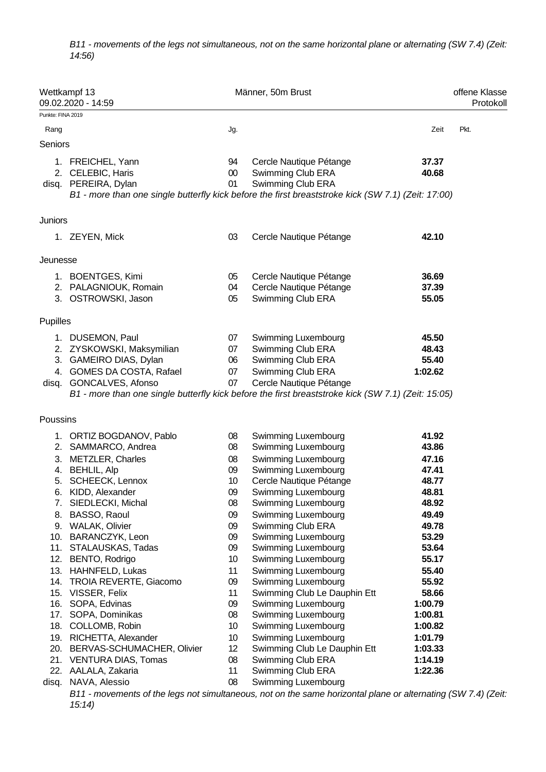*B11 - movements of the legs not simultaneous, not on the same horizontal plane or alternating (SW 7.4) (Zeit: 14:56)*

Wettkampf 13 — 09.02.2020 - 14:59 — Männer, 50m Brust — offene Klasse — Protokoll

Punkte: FINA 2019

| Rang | | Jg. | | Zeit | Pkt. |
|---|---|---|---|---|---|
| **Seniors** | | | | | |
| 1. | FREICHEL, Yann | 94 | Cercle Nautique Pétange | **37.37** | |
| 2. | CELEBIC, Haris | 00 | Swimming Club ERA | **40.68** | |
| disq. | PEREIRA, Dylan | 01 | Swimming Club ERA | | |
| | *B1 - more than one single butterfly kick before the first breaststroke kick (SW 7.1) (Zeit: 17:00)* | | | | |
| **Juniors** | | | | | |
| 1. | ZEYEN, Mick | 03 | Cercle Nautique Pétange | **42.10** | |
| **Jeunesse** | | | | | |
| 1. | BOENTGES, Kimi | 05 | Cercle Nautique Pétange | **36.69** | |
| 2. | PALAGNIOUK, Romain | 04 | Cercle Nautique Pétange | **37.39** | |
| 3. | OSTROWSKI, Jason | 05 | Swimming Club ERA | **55.05** | |
| **Pupilles** | | | | | |
| 1. | DUSEMON, Paul | 07 | Swimming Luxembourg | **45.50** | |
| 2. | ZYSKOWSKI, Maksymilian | 07 | Swimming Club ERA | **48.43** | |
| 3. | GAMEIRO DIAS, Dylan | 06 | Swimming Club ERA | **55.40** | |
| 4. | GOMES DA COSTA, Rafael | 07 | Swimming Club ERA | **1:02.62** | |
| disq. | GONCALVES, Afonso | 07 | Cercle Nautique Pétange | | |
| | *B1 - more than one single butterfly kick before the first breaststroke kick (SW 7.1) (Zeit: 15:05)* | | | | |
| **Poussins** | | | | | |
| 1. | ORTIZ BOGDANOV, Pablo | 08 | Swimming Luxembourg | **41.92** | |
| 2. | SAMMARCO, Andrea | 08 | Swimming Luxembourg | **43.86** | |
| 3. | METZLER, Charles | 08 | Swimming Luxembourg | **47.16** | |
| 4. | BEHLIL, Alp | 09 | Swimming Luxembourg | **47.41** | |
| 5. | SCHEECK, Lennox | 10 | Cercle Nautique Pétange | **48.77** | |
| 6. | KIDD, Alexander | 09 | Swimming Luxembourg | **48.81** | |
| 7. | SIEDLECKI, Michal | 08 | Swimming Luxembourg | **48.92** | |
| 8. | BASSO, Raoul | 09 | Swimming Luxembourg | **49.49** | |
| 9. | WALAK, Olivier | 09 | Swimming Club ERA | **49.78** | |
| 10. | BARANCZYK, Leon | 09 | Swimming Luxembourg | **53.29** | |
| 11. | STALAUSKAS, Tadas | 09 | Swimming Luxembourg | **53.64** | |
| 12. | BENTO, Rodrigo | 10 | Swimming Luxembourg | **55.17** | |
| 13. | HAHNFELD, Lukas | 11 | Swimming Luxembourg | **55.40** | |
| 14. | TROIA REVERTE, Giacomo | 09 | Swimming Luxembourg | **55.92** | |
| 15. | VISSER, Felix | 11 | Swimming Club Le Dauphin Ett | **58.66** | |
| 16. | SOPA, Edvinas | 09 | Swimming Luxembourg | **1:00.79** | |
| 17. | SOPA, Dominikas | 08 | Swimming Luxembourg | **1:00.81** | |
| 18. | COLLOMB, Robin | 10 | Swimming Luxembourg | **1:00.82** | |
| 19. | RICHETTA, Alexander | 10 | Swimming Luxembourg | **1:01.79** | |
| 20. | BERVAS-SCHUMACHER, Olivier | 12 | Swimming Club Le Dauphin Ett | **1:03.33** | |
| 21. | VENTURA DIAS, Tomas | 08 | Swimming Club ERA | **1:14.19** | |
| 22. | AALALA, Zakaria | 11 | Swimming Club ERA | **1:22.36** | |
| disq. | NAVA, Alessio | 08 | Swimming Luxembourg | | |
| | *B11 - movements of the legs not simultaneous, not on the same horizontal plane or alternating (SW 7.4) (Zeit: 15:14)* | | | | |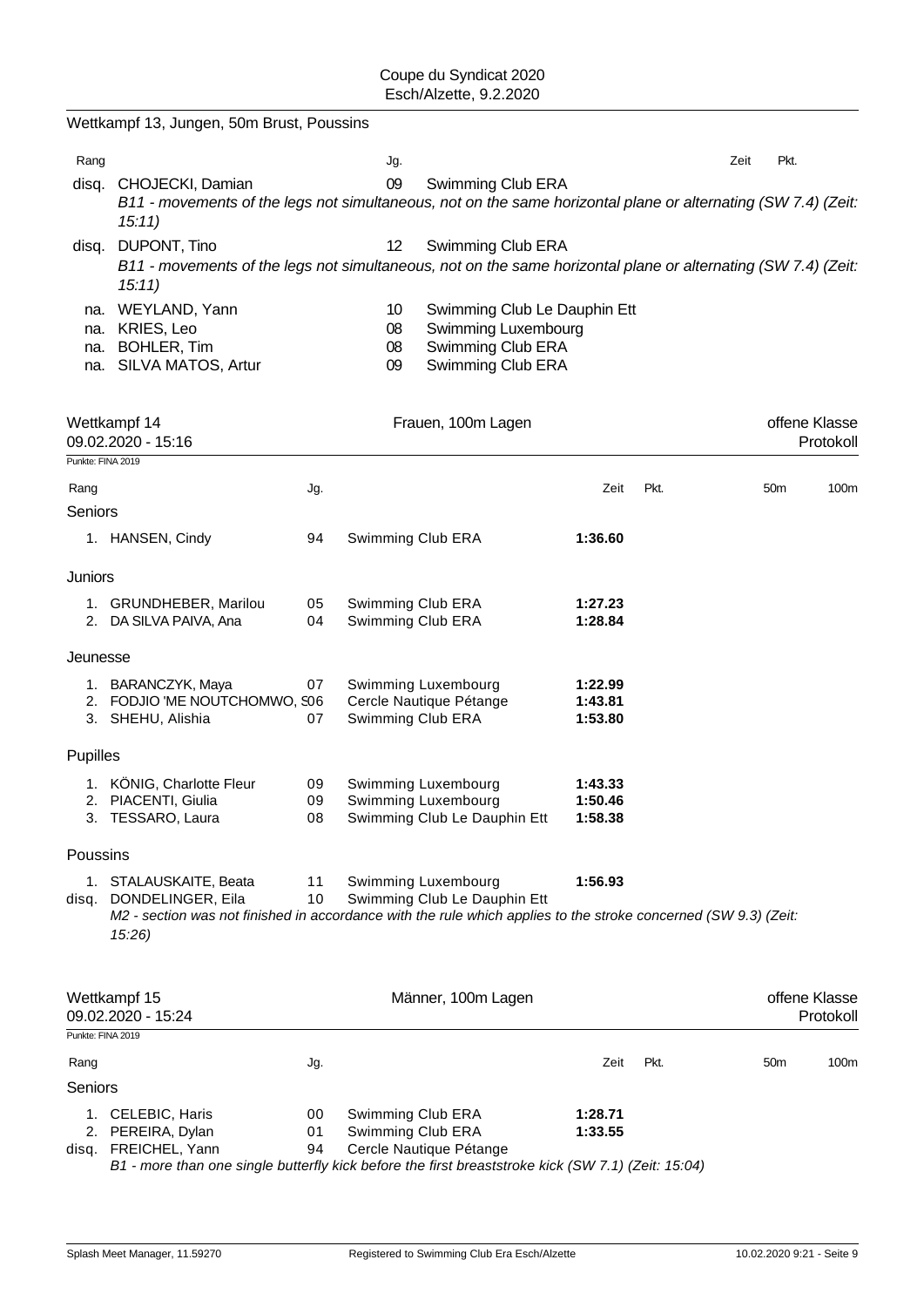Wettkampf 13, Jungen, 50m Brust, Poussins

| Rang | | Jg. | | Zeit | Pkt. |
|---|---|---|---|---|---|
| disq. | CHOJECKI, Damian | 09 | Swimming Club ERA | | |
| | *B11 - movements of the legs not simultaneous, not on the same horizontal plane or alternating (SW 7.4) (Zeit: 15:11)* | | | | |
| disq. | DUPONT, Tino | 12 | Swimming Club ERA | | |
| | *B11 - movements of the legs not simultaneous, not on the same horizontal plane or alternating (SW 7.4) (Zeit: 15:11)* | | | | |
| na. | WEYLAND, Yann | 10 | Swimming Club Le Dauphin Ett | | |
| na. | KRIES, Leo | 08 | Swimming Luxembourg | | |
| na. | BOHLER, Tim | 08 | Swimming Club ERA | | |
| na. | SILVA MATOS, Artur | 09 | Swimming Club ERA | | |

## Wettkampf 14 — Frauen, 100m Lagen — offene Klasse

09.02.2020 - 15:16 — Protokoll

Punkte: FINA 2019

| Rang | | Jg. | | Zeit | Pkt. | 50m | 100m |
|---|---|---|---|---|---|---|---|
| **Seniors** | | | | | | | |
| 1. | HANSEN, Cindy | 94 | Swimming Club ERA | **1:36.60** | | | |
| **Juniors** | | | | | | | |
| 1. | GRUNDHEBER, Marilou | 05 | Swimming Club ERA | **1:27.23** | | | |
| 2. | DA SILVA PAIVA, Ana | 04 | Swimming Club ERA | **1:28.84** | | | |
| **Jeunesse** | | | | | | | |
| 1. | BARANCZYK, Maya | 07 | Swimming Luxembourg | **1:22.99** | | | |
| 2. | FODJIO 'ME NOUTCHOMWO, S | 06 | Cercle Nautique Pétange | **1:43.81** | | | |
| 3. | SHEHU, Alishia | 07 | Swimming Club ERA | **1:53.80** | | | |
| **Pupilles** | | | | | | | |
| 1. | KÖNIG, Charlotte Fleur | 09 | Swimming Luxembourg | **1:43.33** | | | |
| 2. | PIACENTI, Giulia | 09 | Swimming Luxembourg | **1:50.46** | | | |
| 3. | TESSARO, Laura | 08 | Swimming Club Le Dauphin Ett | **1:58.38** | | | |
| **Poussins** | | | | | | | |
| 1. | STALAUSKAITE, Beata | 11 | Swimming Luxembourg | **1:56.93** | | | |
| disq. | DONDELINGER, Eila | 10 | Swimming Club Le Dauphin Ett | | | | |
| | *M2 - section was not finished in accordance with the rule which applies to the stroke concerned (SW 9.3) (Zeit: 15:26)* | | | | | | |

## Wettkampf 15 — Männer, 100m Lagen — offene Klasse

09.02.2020 - 15:24 — Protokoll

Punkte: FINA 2019

| Rang | | Jg. | | Zeit | Pkt. | 50m | 100m |
|---|---|---|---|---|---|---|---|
| **Seniors** | | | | | | | |
| 1. | CELEBIC, Haris | 00 | Swimming Club ERA | **1:28.71** | | | |
| 2. | PEREIRA, Dylan | 01 | Swimming Club ERA | **1:33.55** | | | |
| disq. | FREICHEL, Yann | 94 | Cercle Nautique Pétange | | | | |
| | *B1 - more than one single butterfly kick before the first breaststroke kick (SW 7.1) (Zeit: 15:04)* | | | | | | |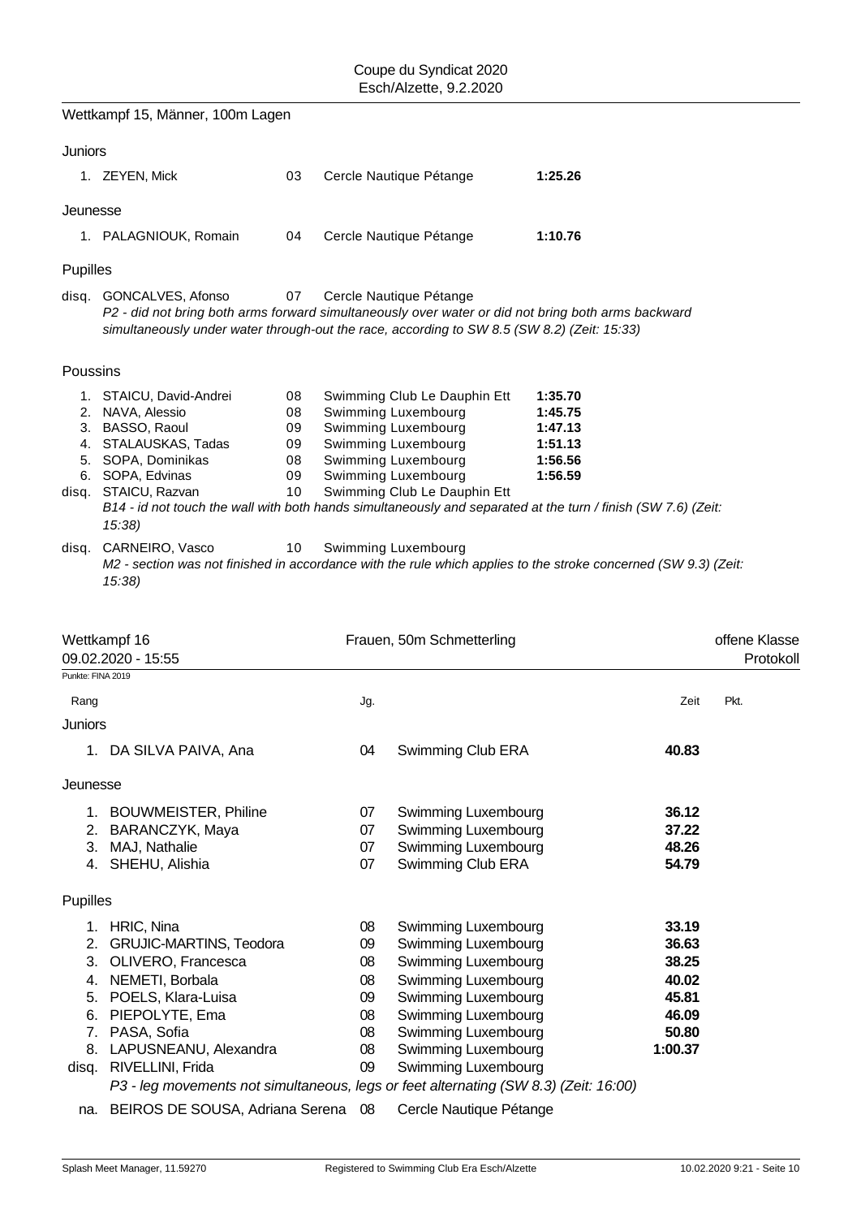## Wettkampf 15, Männer, 100m Lagen

### Juniors

| Rang | Name | Jg. | Verein | Zeit |
|---|---|---|---|---|
| 1. | ZEYEN, Mick | 03 | Cercle Nautique Pétange | **1:25.26** |

### Jeunesse

| Rang | Name | Jg. | Verein | Zeit |
|---|---|---|---|---|
| 1. | PALAGNIOUK, Romain | 04 | Cercle Nautique Pétange | **1:10.76** |

### Pupilles

| Rang | Name | Jg. | Verein | Zeit |
|---|---|---|---|---|
| disq. | GONCALVES, Afonso | 07 | Cercle Nautique Pétange | |

*P2 - did not bring both arms forward simultaneously over water or did not bring both arms backward simultaneously under water through-out the race, according to SW 8.5 (SW 8.2) (Zeit: 15:33)*

### Poussins

| Rang | Name | Jg. | Verein | Zeit |
|---|---|---|---|---|
| 1. | STAICU, David-Andrei | 08 | Swimming Club Le Dauphin Ett | **1:35.70** |
| 2. | NAVA, Alessio | 08 | Swimming Luxembourg | **1:45.75** |
| 3. | BASSO, Raoul | 09 | Swimming Luxembourg | **1:47.13** |
| 4. | STALAUSKAS, Tadas | 09 | Swimming Luxembourg | **1:51.13** |
| 5. | SOPA, Dominikas | 08 | Swimming Luxembourg | **1:56.56** |
| 6. | SOPA, Edvinas | 09 | Swimming Luxembourg | **1:56.59** |
| disq. | STAICU, Razvan | 10 | Swimming Club Le Dauphin Ett | |

*B14 - id not touch the wall with both hands simultaneously and separated at the turn / finish (SW 7.6) (Zeit: 15:38)*

| Rang | Name | Jg. | Verein | Zeit |
|---|---|---|---|---|
| disq. | CARNEIRO, Vasco | 10 | Swimming Luxembourg | |

*M2 - section was not finished in accordance with the rule which applies to the stroke concerned (SW 9.3) (Zeit: 15:38)*

## Wettkampf 16 — Frauen, 50m Schmetterling — offene Klasse

09.02.2020 - 15:55 — Protokoll

Punkte: FINA 2019

### Juniors

| Rang | Name | Jg. | Verein | Zeit | Pkt. |
|---|---|---|---|---|---|
| 1. | DA SILVA PAIVA, Ana | 04 | Swimming Club ERA | **40.83** | |

### Jeunesse

| Rang | Name | Jg. | Verein | Zeit | Pkt. |
|---|---|---|---|---|---|
| 1. | BOUWMEISTER, Philine | 07 | Swimming Luxembourg | **36.12** | |
| 2. | BARANCZYK, Maya | 07 | Swimming Luxembourg | **37.22** | |
| 3. | MAJ, Nathalie | 07 | Swimming Luxembourg | **48.26** | |
| 4. | SHEHU, Alishia | 07 | Swimming Club ERA | **54.79** | |

### Pupilles

| Rang | Name | Jg. | Verein | Zeit | Pkt. |
|---|---|---|---|---|---|
| 1. | HRIC, Nina | 08 | Swimming Luxembourg | **33.19** | |
| 2. | GRUJIC-MARTINS, Teodora | 09 | Swimming Luxembourg | **36.63** | |
| 3. | OLIVERO, Francesca | 08 | Swimming Luxembourg | **38.25** | |
| 4. | NEMETI, Borbala | 08 | Swimming Luxembourg | **40.02** | |
| 5. | POELS, Klara-Luisa | 09 | Swimming Luxembourg | **45.81** | |
| 6. | PIEPOLYTE, Ema | 08 | Swimming Luxembourg | **46.09** | |
| 7. | PASA, Sofia | 08 | Swimming Luxembourg | **50.80** | |
| 8. | LAPUSNEANU, Alexandra | 08 | Swimming Luxembourg | **1:00.37** | |
| disq. | RIVELLINI, Frida | 09 | Swimming Luxembourg | | |

*P3 - leg movements not simultaneous, legs or feet alternating (SW 8.3) (Zeit: 16:00)*

| Rang | Name | Jg. | Verein | Zeit | Pkt. |
|---|---|---|---|---|---|
| na. | BEIROS DE SOUSA, Adriana Serena | 08 | Cercle Nautique Pétange | | |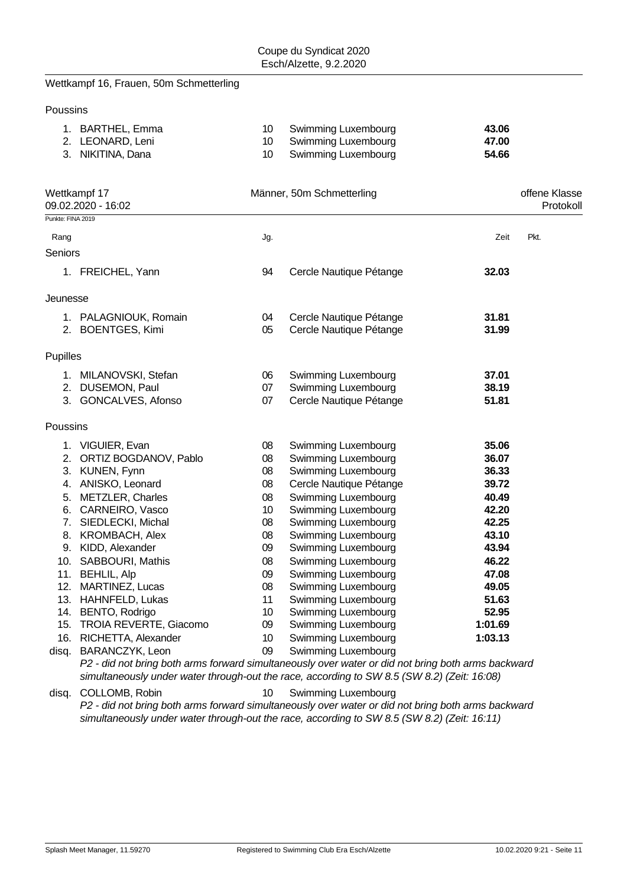Wettkampf 16, Frauen, 50m Schmetterling

Poussins

| Rang | Name | Jg. | Verein | Zeit |
|---|---|---|---|---|
| 1. | BARTHEL, Emma | 10 | Swimming Luxembourg | **43.06** |
| 2. | LEONARD, Leni | 10 | Swimming Luxembourg | **47.00** |
| 3. | NIKITINA, Dana | 10 | Swimming Luxembourg | **54.66** |

## Wettkampf 17 — Männer, 50m Schmetterling — offene Klasse

09.02.2020 - 16:02 — Protokoll

Punkte: FINA 2019

| Rang | Name | Jg. | Verein | Zeit | Pkt. |
|---|---|---|---|---|---|
| **Seniors** | | | | | |
| 1. | FREICHEL, Yann | 94 | Cercle Nautique Pétange | **32.03** | |
| **Jeunesse** | | | | | |
| 1. | PALAGNIOUK, Romain | 04 | Cercle Nautique Pétange | **31.81** | |
| 2. | BOENTGES, Kimi | 05 | Cercle Nautique Pétange | **31.99** | |
| **Pupilles** | | | | | |
| 1. | MILANOVSKI, Stefan | 06 | Swimming Luxembourg | **37.01** | |
| 2. | DUSEMON, Paul | 07 | Swimming Luxembourg | **38.19** | |
| 3. | GONCALVES, Afonso | 07 | Cercle Nautique Pétange | **51.81** | |
| **Poussins** | | | | | |
| 1. | VIGUIER, Evan | 08 | Swimming Luxembourg | **35.06** | |
| 2. | ORTIZ BOGDANOV, Pablo | 08 | Swimming Luxembourg | **36.07** | |
| 3. | KUNEN, Fynn | 08 | Swimming Luxembourg | **36.33** | |
| 4. | ANISKO, Leonard | 08 | Cercle Nautique Pétange | **39.72** | |
| 5. | METZLER, Charles | 08 | Swimming Luxembourg | **40.49** | |
| 6. | CARNEIRO, Vasco | 10 | Swimming Luxembourg | **42.20** | |
| 7. | SIEDLECKI, Michal | 08 | Swimming Luxembourg | **42.25** | |
| 8. | KROMBACH, Alex | 08 | Swimming Luxembourg | **43.10** | |
| 9. | KIDD, Alexander | 09 | Swimming Luxembourg | **43.94** | |
| 10. | SABBOURI, Mathis | 08 | Swimming Luxembourg | **46.22** | |
| 11. | BEHLIL, Alp | 09 | Swimming Luxembourg | **47.08** | |
| 12. | MARTINEZ, Lucas | 08 | Swimming Luxembourg | **49.05** | |
| 13. | HAHNFELD, Lukas | 11 | Swimming Luxembourg | **51.63** | |
| 14. | BENTO, Rodrigo | 10 | Swimming Luxembourg | **52.95** | |
| 15. | TROIA REVERTE, Giacomo | 09 | Swimming Luxembourg | **1:01.69** | |
| 16. | RICHETTA, Alexander | 10 | Swimming Luxembourg | **1:03.13** | |
| disq. | BARANCZYK, Leon | 09 | Swimming Luxembourg | | |
| disq. | COLLOMB, Robin | 10 | Swimming Luxembourg | | |

BARANCZYK, Leon: *P2 - did not bring both arms forward simultaneously over water or did not bring both arms backward simultaneously under water through-out the race, according to SW 8.5 (SW 8.2) (Zeit: 16:08)*

COLLOMB, Robin: *P2 - did not bring both arms forward simultaneously over water or did not bring both arms backward simultaneously under water through-out the race, according to SW 8.5 (SW 8.2) (Zeit: 16:11)*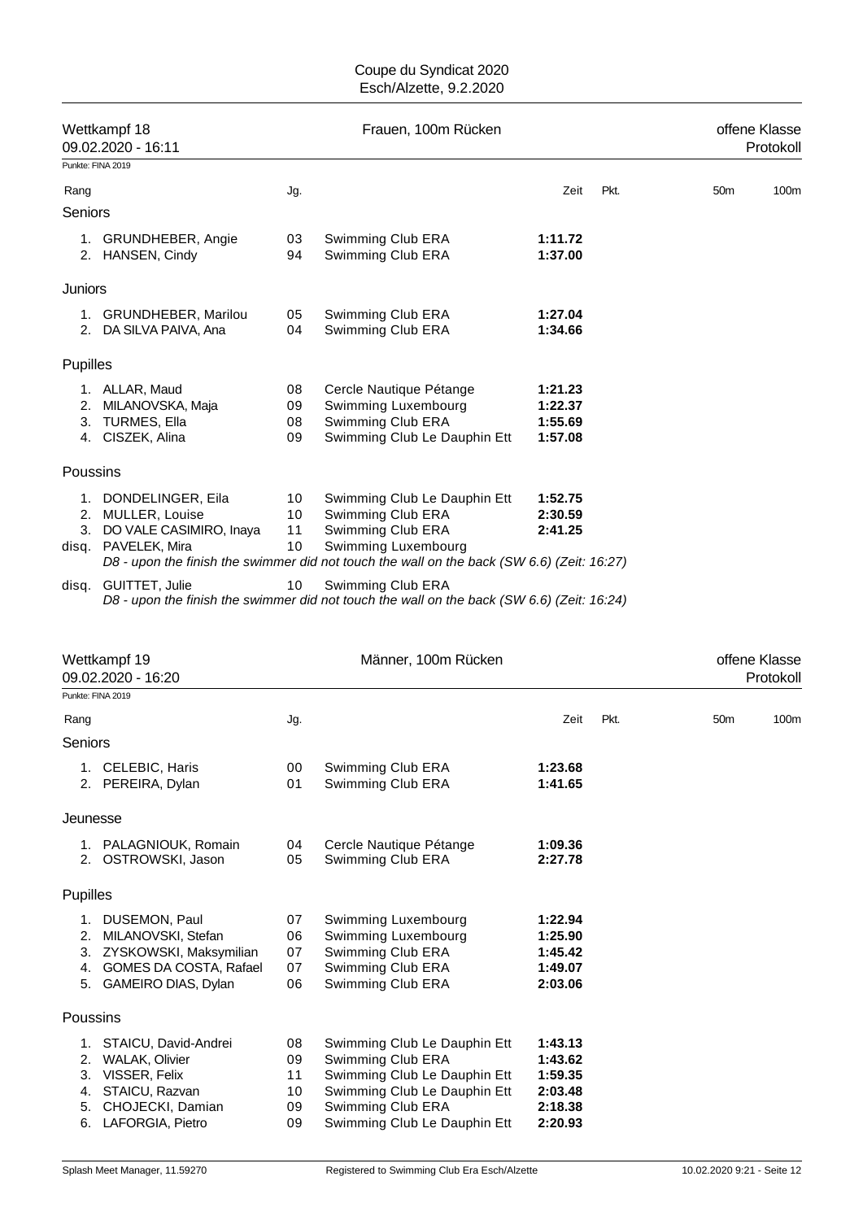Coupe du Syndicat 2020
Esch/Alzette, 9.2.2020

## Wettkampf 18 — Frauen, 100m Rücken — offene Klasse

09.02.2020 - 16:11 — Protokoll

Punkte: FINA 2019

| Rang | | Jg. | | Zeit | Pkt. | 50m | 100m |
|---|---|---|---|---|---|---|---|
| **Seniors** | | | | | | | |
| 1. | GRUNDHEBER, Angie | 03 | Swimming Club ERA | **1:11.72** | | | |
| 2. | HANSEN, Cindy | 94 | Swimming Club ERA | **1:37.00** | | | |
| **Juniors** | | | | | | | |
| 1. | GRUNDHEBER, Marilou | 05 | Swimming Club ERA | **1:27.04** | | | |
| 2. | DA SILVA PAIVA, Ana | 04 | Swimming Club ERA | **1:34.66** | | | |
| **Pupilles** | | | | | | | |
| 1. | ALLAR, Maud | 08 | Cercle Nautique Pétange | **1:21.23** | | | |
| 2. | MILANOVSKA, Maja | 09 | Swimming Luxembourg | **1:22.37** | | | |
| 3. | TURMES, Ella | 08 | Swimming Club ERA | **1:55.69** | | | |
| 4. | CISZEK, Alina | 09 | Swimming Club Le Dauphin Ett | **1:57.08** | | | |
| **Poussins** | | | | | | | |
| 1. | DONDELINGER, Eila | 10 | Swimming Club Le Dauphin Ett | **1:52.75** | | | |
| 2. | MULLER, Louise | 10 | Swimming Club ERA | **2:30.59** | | | |
| 3. | DO VALE CASIMIRO, Inaya | 11 | Swimming Club ERA | **2:41.25** | | | |
| disq. | PAVELEK, Mira | 10 | Swimming Luxembourg | | | | |
| | *D8 - upon the finish the swimmer did not touch the wall on the back (SW 6.6) (Zeit: 16:27)* | | | | | | |
| disq. | GUITTET, Julie | 10 | Swimming Club ERA | | | | |
| | *D8 - upon the finish the swimmer did not touch the wall on the back (SW 6.6) (Zeit: 16:24)* | | | | | | |

## Wettkampf 19 — Männer, 100m Rücken — offene Klasse

09.02.2020 - 16:20 — Protokoll

Punkte: FINA 2019

| Rang | | Jg. | | Zeit | Pkt. | 50m | 100m |
|---|---|---|---|---|---|---|---|
| **Seniors** | | | | | | | |
| 1. | CELEBIC, Haris | 00 | Swimming Club ERA | **1:23.68** | | | |
| 2. | PEREIRA, Dylan | 01 | Swimming Club ERA | **1:41.65** | | | |
| **Jeunesse** | | | | | | | |
| 1. | PALAGNIOUK, Romain | 04 | Cercle Nautique Pétange | **1:09.36** | | | |
| 2. | OSTROWSKI, Jason | 05 | Swimming Club ERA | **2:27.78** | | | |
| **Pupilles** | | | | | | | |
| 1. | DUSEMON, Paul | 07 | Swimming Luxembourg | **1:22.94** | | | |
| 2. | MILANOVSKI, Stefan | 06 | Swimming Luxembourg | **1:25.90** | | | |
| 3. | ZYSKOWSKI, Maksymilian | 07 | Swimming Club ERA | **1:45.42** | | | |
| 4. | GOMES DA COSTA, Rafael | 07 | Swimming Club ERA | **1:49.07** | | | |
| 5. | GAMEIRO DIAS, Dylan | 06 | Swimming Club ERA | **2:03.06** | | | |
| **Poussins** | | | | | | | |
| 1. | STAICU, David-Andrei | 08 | Swimming Club Le Dauphin Ett | **1:43.13** | | | |
| 2. | WALAK, Olivier | 09 | Swimming Club ERA | **1:43.62** | | | |
| 3. | VISSER, Felix | 11 | Swimming Club Le Dauphin Ett | **1:59.35** | | | |
| 4. | STAICU, Razvan | 10 | Swimming Club Le Dauphin Ett | **2:03.48** | | | |
| 5. | CHOJECKI, Damian | 09 | Swimming Club ERA | **2:18.38** | | | |
| 6. | LAFORGIA, Pietro | 09 | Swimming Club Le Dauphin Ett | **2:20.93** | | | |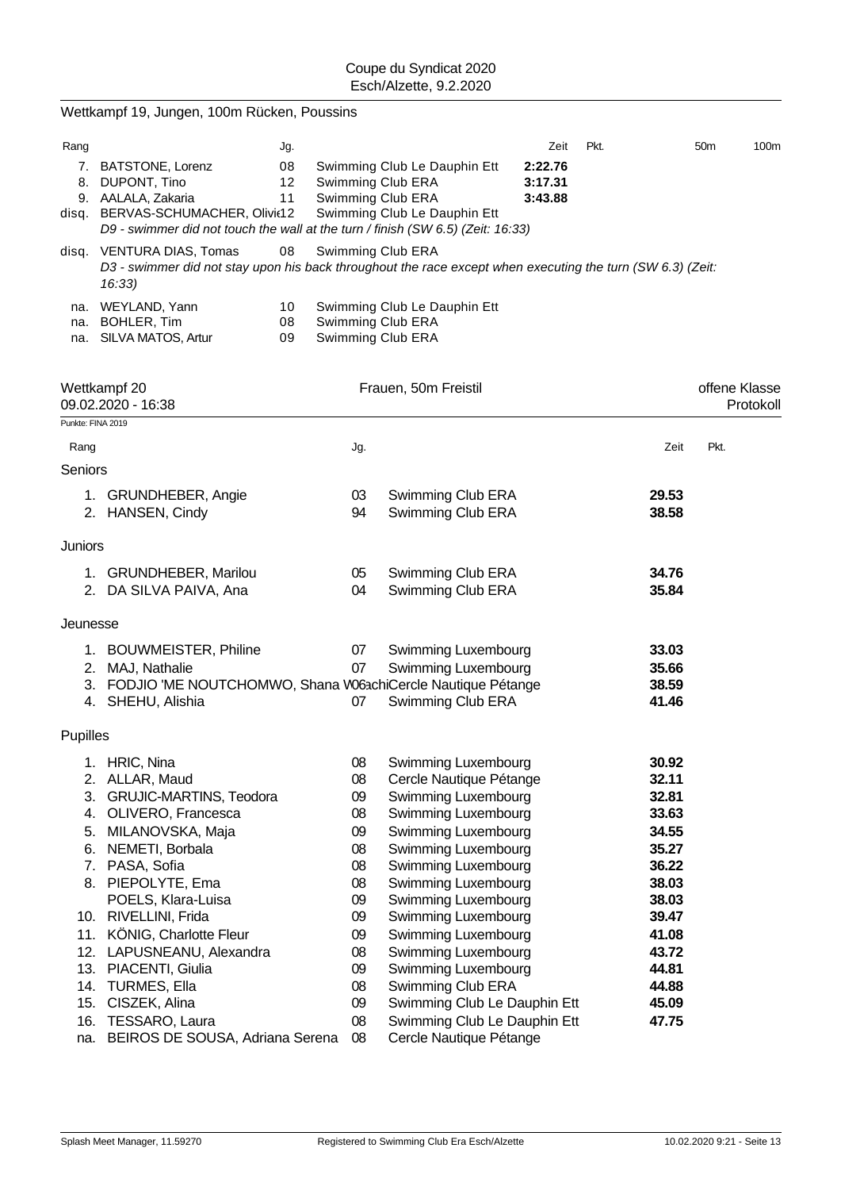Wettkampf 19, Jungen, 100m Rücken, Poussins

| Rang | | Jg. | | Zeit | Pkt. | 50m | 100m |
|---|---|---|---|---|---|---|---|
| 7. | BATSTONE, Lorenz | 08 | Swimming Club Le Dauphin Ett | **2:22.76** | | | |
| 8. | DUPONT, Tino | 12 | Swimming Club ERA | **3:17.31** | | | |
| 9. | AALALA, Zakaria | 11 | Swimming Club ERA | **3:43.88** | | | |
| disq. | BERVAS-SCHUMACHER, Olivie12 | | Swimming Club Le Dauphin Ett | | | | |

*D9 - swimmer did not touch the wall at the turn / finish (SW 6.5) (Zeit: 16:33)*

| Rang | | Jg. | | Zeit | Pkt. | 50m | 100m |
|---|---|---|---|---|---|---|---|
| disq. | VENTURA DIAS, Tomas | 08 | Swimming Club ERA | | | | |

*D3 - swimmer did not stay upon his back throughout the race except when executing the turn (SW 6.3) (Zeit: 16:33)*

| Rang | | Jg. | | Zeit | Pkt. | 50m | 100m |
|---|---|---|---|---|---|---|---|
| na. | WEYLAND, Yann | 10 | Swimming Club Le Dauphin Ett | | | | |
| na. | BOHLER, Tim | 08 | Swimming Club ERA | | | | |
| na. | SILVA MATOS, Artur | 09 | Swimming Club ERA | | | | |

## Wettkampf 20 — Frauen, 50m Freistil — offene Klasse

09.02.2020 - 16:38 — Protokoll

Punkte: FINA 2019

| Rang | | Jg. | | Zeit | Pkt. |
|---|---|---|---|---|---|
| **Seniors** | | | | | |
| 1. | GRUNDHEBER, Angie | 03 | Swimming Club ERA | **29.53** | |
| 2. | HANSEN, Cindy | 94 | Swimming Club ERA | **38.58** | |
| **Juniors** | | | | | |
| 1. | GRUNDHEBER, Marilou | 05 | Swimming Club ERA | **34.76** | |
| 2. | DA SILVA PAIVA, Ana | 04 | Swimming Club ERA | **35.84** | |
| **Jeunesse** | | | | | |
| 1. | BOUWMEISTER, Philine | 07 | Swimming Luxembourg | **33.03** | |
| 2. | MAJ, Nathalie | 07 | Swimming Luxembourg | **35.66** | |
| 3. | FODJIO 'ME NOUTCHOMWO, Shana Wachi | 06 | Cercle Nautique Pétange | **38.59** | |
| 4. | SHEHU, Alishia | 07 | Swimming Club ERA | **41.46** | |
| **Pupilles** | | | | | |
| 1. | HRIC, Nina | 08 | Swimming Luxembourg | **30.92** | |
| 2. | ALLAR, Maud | 08 | Cercle Nautique Pétange | **32.11** | |
| 3. | GRUJIC-MARTINS, Teodora | 09 | Swimming Luxembourg | **32.81** | |
| 4. | OLIVERO, Francesca | 08 | Swimming Luxembourg | **33.63** | |
| 5. | MILANOVSKA, Maja | 09 | Swimming Luxembourg | **34.55** | |
| 6. | NEMETI, Borbala | 08 | Swimming Luxembourg | **35.27** | |
| 7. | PASA, Sofia | 08 | Swimming Luxembourg | **36.22** | |
| 8. | PIEPOLYTE, Ema | 08 | Swimming Luxembourg | **38.03** | |
| | POELS, Klara-Luisa | 09 | Swimming Luxembourg | **38.03** | |
| 10. | RIVELLINI, Frida | 09 | Swimming Luxembourg | **39.47** | |
| 11. | KÖNIG, Charlotte Fleur | 09 | Swimming Luxembourg | **41.08** | |
| 12. | LAPUSNEANU, Alexandra | 08 | Swimming Luxembourg | **43.72** | |
| 13. | PIACENTI, Giulia | 09 | Swimming Luxembourg | **44.81** | |
| 14. | TURMES, Ella | 08 | Swimming Club ERA | **44.88** | |
| 15. | CISZEK, Alina | 09 | Swimming Club Le Dauphin Ett | **45.09** | |
| 16. | TESSARO, Laura | 08 | Swimming Club Le Dauphin Ett | **47.75** | |
| na. | BEIROS DE SOUSA, Adriana Serena | 08 | Cercle Nautique Pétange | | |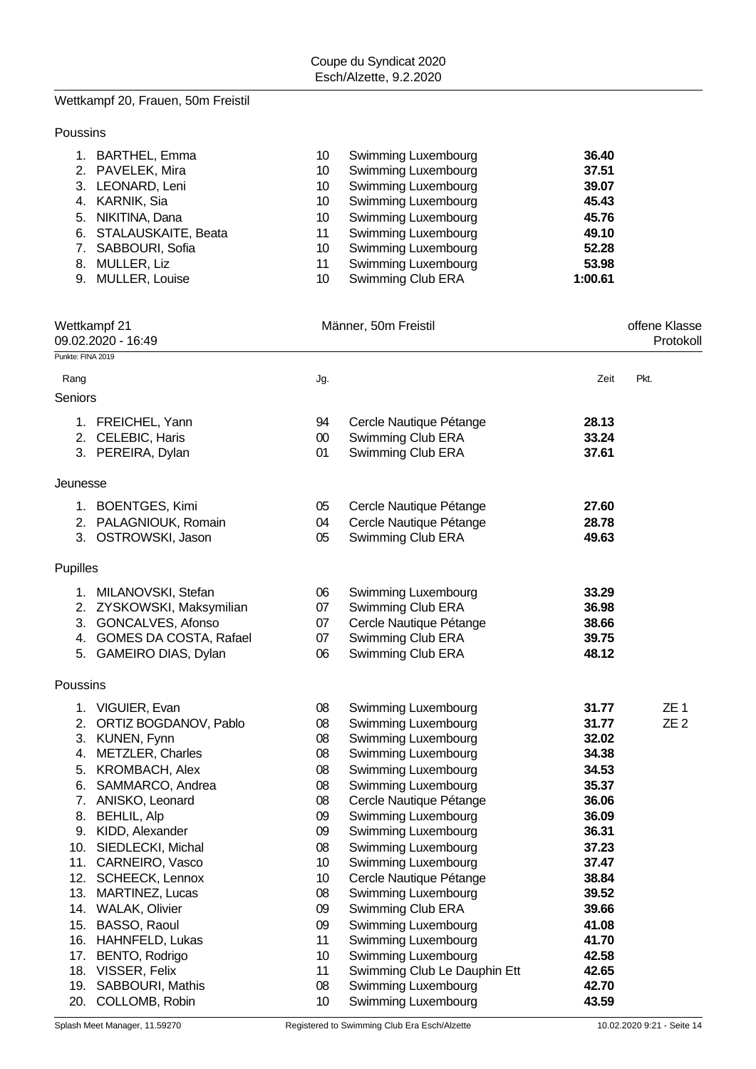## Wettkampf 20, Frauen, 50m Freistil

### Poussins

| Rang | Name | Jg. | Verein | Zeit | Pkt. |
|---|---|---|---|---|---|
| 1. | BARTHEL, Emma | 10 | Swimming Luxembourg | **36.40** | |
| 2. | PAVELEK, Mira | 10 | Swimming Luxembourg | **37.51** | |
| 3. | LEONARD, Leni | 10 | Swimming Luxembourg | **39.07** | |
| 4. | KARNIK, Sia | 10 | Swimming Luxembourg | **45.43** | |
| 5. | NIKITINA, Dana | 10 | Swimming Luxembourg | **45.76** | |
| 6. | STALAUSKAITE, Beata | 11 | Swimming Luxembourg | **49.10** | |
| 7. | SABBOURI, Sofia | 10 | Swimming Luxembourg | **52.28** | |
| 8. | MULLER, Liz | 11 | Swimming Luxembourg | **53.98** | |
| 9. | MULLER, Louise | 10 | Swimming Club ERA | **1:00.61** | |

## Wettkampf 21 — Männer, 50m Freistil — offene Klasse

09.02.2020 - 16:49 — Protokoll

Punkte: FINA 2019

### Seniors

| Rang | Name | Jg. | Verein | Zeit | Pkt. |
|---|---|---|---|---|---|
| 1. | FREICHEL, Yann | 94 | Cercle Nautique Pétange | **28.13** | |
| 2. | CELEBIC, Haris | 00 | Swimming Club ERA | **33.24** | |
| 3. | PEREIRA, Dylan | 01 | Swimming Club ERA | **37.61** | |

### Jeunesse

| Rang | Name | Jg. | Verein | Zeit | Pkt. |
|---|---|---|---|---|---|
| 1. | BOENTGES, Kimi | 05 | Cercle Nautique Pétange | **27.60** | |
| 2. | PALAGNIOUK, Romain | 04 | Cercle Nautique Pétange | **28.78** | |
| 3. | OSTROWSKI, Jason | 05 | Swimming Club ERA | **49.63** | |

### Pupilles

| Rang | Name | Jg. | Verein | Zeit | Pkt. |
|---|---|---|---|---|---|
| 1. | MILANOVSKI, Stefan | 06 | Swimming Luxembourg | **33.29** | |
| 2. | ZYSKOWSKI, Maksymilian | 07 | Swimming Club ERA | **36.98** | |
| 3. | GONCALVES, Afonso | 07 | Cercle Nautique Pétange | **38.66** | |
| 4. | GOMES DA COSTA, Rafael | 07 | Swimming Club ERA | **39.75** | |
| 5. | GAMEIRO DIAS, Dylan | 06 | Swimming Club ERA | **48.12** | |

### Poussins

| Rang | Name | Jg. | Verein | Zeit | Pkt. |
|---|---|---|---|---|---|
| 1. | VIGUIER, Evan | 08 | Swimming Luxembourg | **31.77** | ZE 1 |
| 2. | ORTIZ BOGDANOV, Pablo | 08 | Swimming Luxembourg | **31.77** | ZE 2 |
| 3. | KUNEN, Fynn | 08 | Swimming Luxembourg | **32.02** | |
| 4. | METZLER, Charles | 08 | Swimming Luxembourg | **34.38** | |
| 5. | KROMBACH, Alex | 08 | Swimming Luxembourg | **34.53** | |
| 6. | SAMMARCO, Andrea | 08 | Swimming Luxembourg | **35.37** | |
| 7. | ANISKO, Leonard | 08 | Cercle Nautique Pétange | **36.06** | |
| 8. | BEHLIL, Alp | 09 | Swimming Luxembourg | **36.09** | |
| 9. | KIDD, Alexander | 09 | Swimming Luxembourg | **36.31** | |
| 10. | SIEDLECKI, Michal | 08 | Swimming Luxembourg | **37.23** | |
| 11. | CARNEIRO, Vasco | 10 | Swimming Luxembourg | **37.47** | |
| 12. | SCHEECK, Lennox | 10 | Cercle Nautique Pétange | **38.84** | |
| 13. | MARTINEZ, Lucas | 08 | Swimming Luxembourg | **39.52** | |
| 14. | WALAK, Olivier | 09 | Swimming Club ERA | **39.66** | |
| 15. | BASSO, Raoul | 09 | Swimming Luxembourg | **41.08** | |
| 16. | HAHNFELD, Lukas | 11 | Swimming Luxembourg | **41.70** | |
| 17. | BENTO, Rodrigo | 10 | Swimming Luxembourg | **42.58** | |
| 18. | VISSER, Felix | 11 | Swimming Club Le Dauphin Ett | **42.65** | |
| 19. | SABBOURI, Mathis | 08 | Swimming Luxembourg | **42.70** | |
| 20. | COLLOMB, Robin | 10 | Swimming Luxembourg | **43.59** | |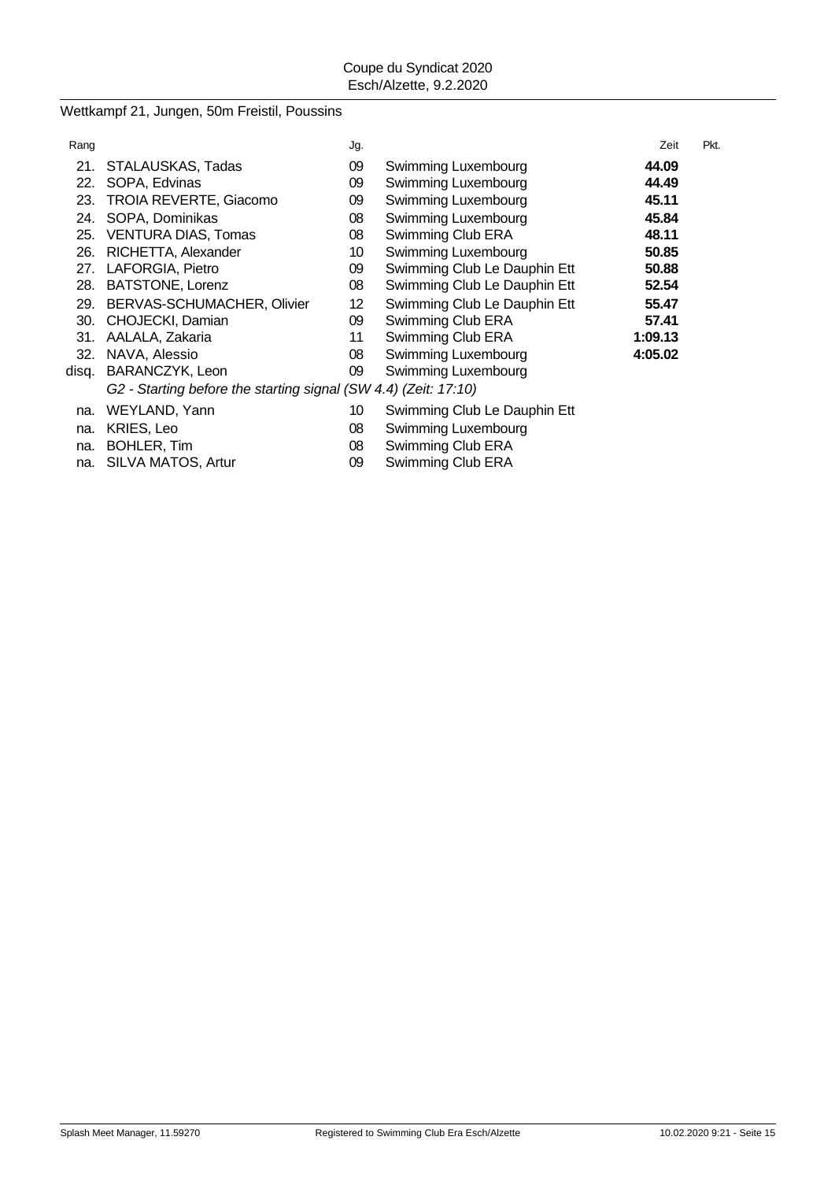Coupe du Syndicat 2020
Esch/Alzette, 9.2.2020

Wettkampf 21, Jungen, 50m Freistil, Poussins

| Rang | | Jg. | | Zeit | Pkt. |
|---|---|---|---|---|---|
| 21. | STALAUSKAS, Tadas | 09 | Swimming Luxembourg | **44.09** | |
| 22. | SOPA, Edvinas | 09 | Swimming Luxembourg | **44.49** | |
| 23. | TROIA REVERTE, Giacomo | 09 | Swimming Luxembourg | **45.11** | |
| 24. | SOPA, Dominikas | 08 | Swimming Luxembourg | **45.84** | |
| 25. | VENTURA DIAS, Tomas | 08 | Swimming Club ERA | **48.11** | |
| 26. | RICHETTA, Alexander | 10 | Swimming Luxembourg | **50.85** | |
| 27. | LAFORGIA, Pietro | 09 | Swimming Club Le Dauphin Ett | **50.88** | |
| 28. | BATSTONE, Lorenz | 08 | Swimming Club Le Dauphin Ett | **52.54** | |
| 29. | BERVAS-SCHUMACHER, Olivier | 12 | Swimming Club Le Dauphin Ett | **55.47** | |
| 30. | CHOJECKI, Damian | 09 | Swimming Club ERA | **57.41** | |
| 31. | AALALA, Zakaria | 11 | Swimming Club ERA | **1:09.13** | |
| 32. | NAVA, Alessio | 08 | Swimming Luxembourg | **4:05.02** | |
| disq. | BARANCZYK, Leon | 09 | Swimming Luxembourg | | |
| | *G2 - Starting before the starting signal (SW 4.4) (Zeit: 17:10)* | | | | |
| na. | WEYLAND, Yann | 10 | Swimming Club Le Dauphin Ett | | |
| na. | KRIES, Leo | 08 | Swimming Luxembourg | | |
| na. | BOHLER, Tim | 08 | Swimming Club ERA | | |
| na. | SILVA MATOS, Artur | 09 | Swimming Club ERA | | |